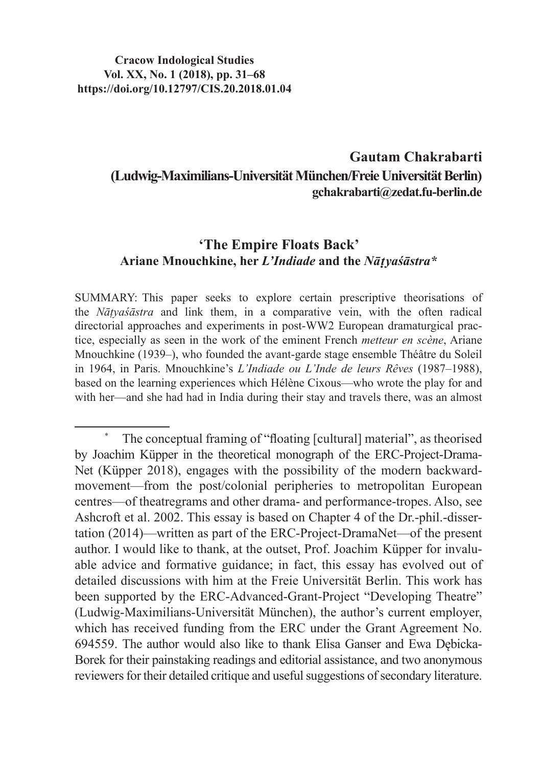**Cracow Indological Studies**
**Vol. XX, No. 1 (2018), pp. 31–68**
**https://doi.org/10.12797/CIS.20.2018.01.04**

**Gautam Chakrabarti**
**(Ludwig-Maximilians-Universität München/Freie Universität Berlin)**
**gchakrabarti@zedat.fu-berlin.de**

# 'The Empire Floats Back'
## Ariane Mnouchkine, her *L'Indiade* and the *Nāṭyaśāstra*\*

SUMMARY: This paper seeks to explore certain prescriptive theorisations of the *Nāṭyaśāstra* and link them, in a comparative vein, with the often radical directorial approaches and experiments in post-WW2 European dramaturgical practice, especially as seen in the work of the eminent French *metteur en scène*, Ariane Mnouchkine (1939–), who founded the avant-garde stage ensemble Théâtre du Soleil in 1964, in Paris. Mnouchkine's *L'Indiade ou L'Inde de leurs Rêves* (1987–1988), based on the learning experiences which Hélène Cixous—who wrote the play for and with her—and she had had in India during their stay and travels there, was an almost

---

\* The conceptual framing of "floating [cultural] material", as theorised by Joachim Küpper in the theoretical monograph of the ERC-Project-Drama-Net (Küpper 2018), engages with the possibility of the modern backward-movement—from the post/colonial peripheries to metropolitan European centres—of theatregrams and other drama- and performance-tropes. Also, see Ashcroft et al. 2002. This essay is based on Chapter 4 of the Dr.-phil.-dissertation (2014)—written as part of the ERC-Project-DramaNet—of the present author. I would like to thank, at the outset, Prof. Joachim Küpper for invaluable advice and formative guidance; in fact, this essay has evolved out of detailed discussions with him at the Freie Universität Berlin. This work has been supported by the ERC-Advanced-Grant-Project "Developing Theatre" (Ludwig-Maximilians-Universität München), the author's current employer, which has received funding from the ERC under the Grant Agreement No. 694559. The author would also like to thank Elisa Ganser and Ewa Dębicka-Borek for their painstaking readings and editorial assistance, and two anonymous reviewers for their detailed critique and useful suggestions of secondary literature.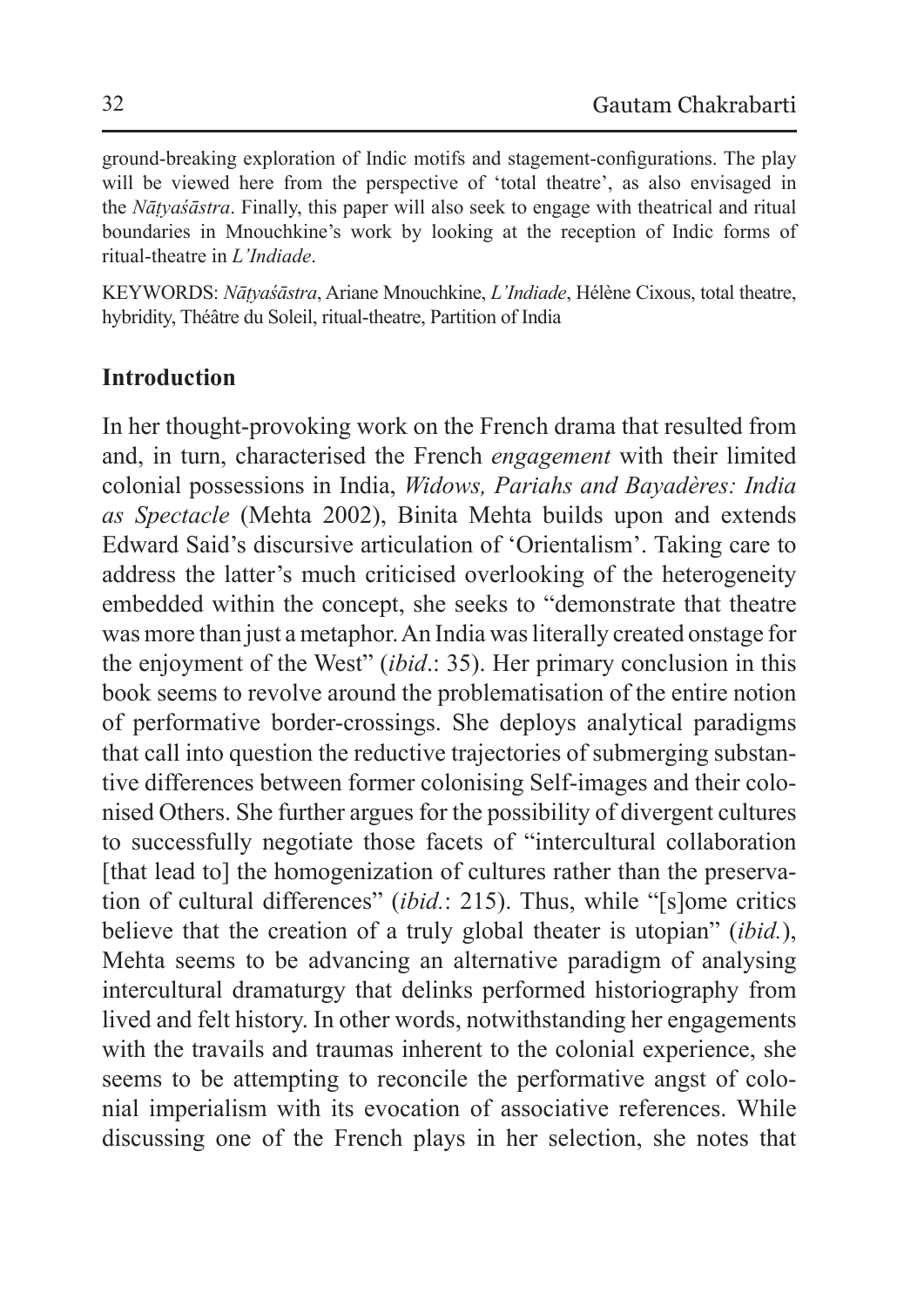ground-breaking exploration of Indic motifs and stagement-configurations. The play will be viewed here from the perspective of 'total theatre', as also envisaged in the *Nāṭyaśāstra*. Finally, this paper will also seek to engage with theatrical and ritual boundaries in Mnouchkine's work by looking at the reception of Indic forms of ritual-theatre in *L'Indiade*.

KEYWORDS: *Nāṭyaśāstra*, Ariane Mnouchkine, *L'Indiade*, Hélène Cixous, total theatre, hybridity, Théâtre du Soleil, ritual-theatre, Partition of India

## Introduction

In her thought-provoking work on the French drama that resulted from and, in turn, characterised the French *engagement* with their limited colonial possessions in India, *Widows, Pariahs and Bayadères: India as Spectacle* (Mehta 2002), Binita Mehta builds upon and extends Edward Said's discursive articulation of 'Orientalism'. Taking care to address the latter's much criticised overlooking of the heterogeneity embedded within the concept, she seeks to "demonstrate that theatre was more than just a metaphor. An India was literally created onstage for the enjoyment of the West" (*ibid*.: 35). Her primary conclusion in this book seems to revolve around the problematisation of the entire notion of performative border-crossings. She deploys analytical paradigms that call into question the reductive trajectories of submerging substantive differences between former colonising Self-images and their colonised Others. She further argues for the possibility of divergent cultures to successfully negotiate those facets of "intercultural collaboration [that lead to] the homogenization of cultures rather than the preservation of cultural differences" (*ibid.*: 215). Thus, while "[s]ome critics believe that the creation of a truly global theater is utopian" (*ibid.*), Mehta seems to be advancing an alternative paradigm of analysing intercultural dramaturgy that delinks performed historiography from lived and felt history. In other words, notwithstanding her engagements with the travails and traumas inherent to the colonial experience, she seems to be attempting to reconcile the performative angst of colonial imperialism with its evocation of associative references. While discussing one of the French plays in her selection, she notes that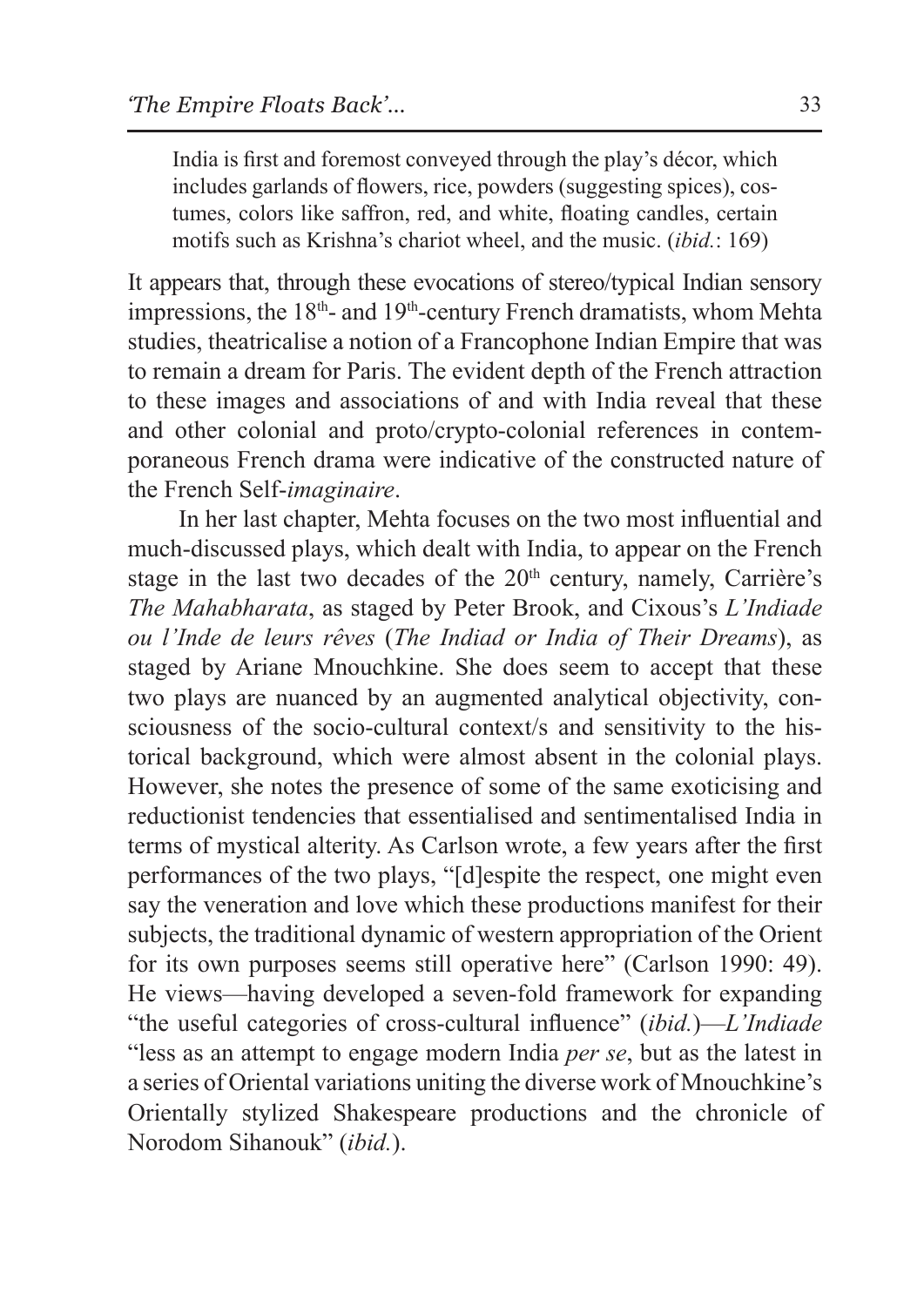> India is first and foremost conveyed through the play's décor, which includes garlands of flowers, rice, powders (suggesting spices), costumes, colors like saffron, red, and white, floating candles, certain motifs such as Krishna's chariot wheel, and the music. (*ibid.*: 169)

It appears that, through these evocations of stereo/typical Indian sensory impressions, the 18th- and 19th-century French dramatists, whom Mehta studies, theatricalise a notion of a Francophone Indian Empire that was to remain a dream for Paris. The evident depth of the French attraction to these images and associations of and with India reveal that these and other colonial and proto/crypto-colonial references in contemporaneous French drama were indicative of the constructed nature of the French Self-*imaginaire*.

In her last chapter, Mehta focuses on the two most influential and much-discussed plays, which dealt with India, to appear on the French stage in the last two decades of the 20th century, namely, Carrière's *The Mahabharata*, as staged by Peter Brook, and Cixous's *L'Indiade ou l'Inde de leurs rêves* (*The Indiad or India of Their Dreams*), as staged by Ariane Mnouchkine. She does seem to accept that these two plays are nuanced by an augmented analytical objectivity, consciousness of the socio-cultural context/s and sensitivity to the historical background, which were almost absent in the colonial plays. However, she notes the presence of some of the same exoticising and reductionist tendencies that essentialised and sentimentalised India in terms of mystical alterity. As Carlson wrote, a few years after the first performances of the two plays, "[d]espite the respect, one might even say the veneration and love which these productions manifest for their subjects, the traditional dynamic of western appropriation of the Orient for its own purposes seems still operative here" (Carlson 1990: 49). He views—having developed a seven-fold framework for expanding "the useful categories of cross-cultural influence" (*ibid.*)—*L'Indiade* "less as an attempt to engage modern India *per se*, but as the latest in a series of Oriental variations uniting the diverse work of Mnouchkine's Orientally stylized Shakespeare productions and the chronicle of Norodom Sihanouk" (*ibid.*).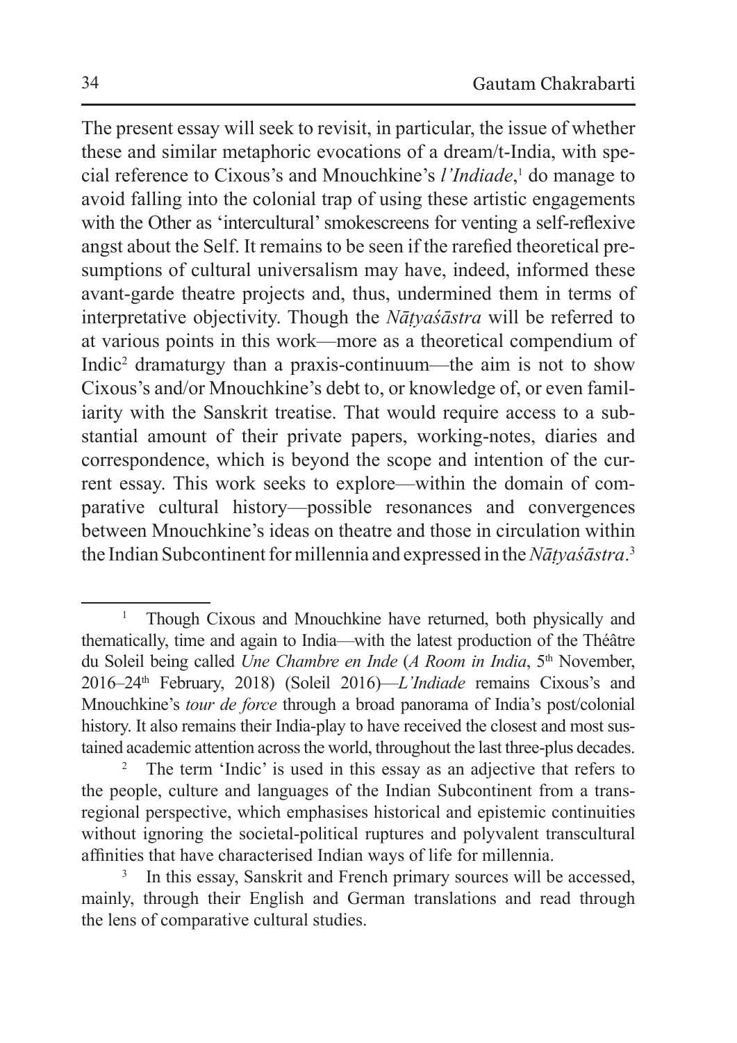The present essay will seek to revisit, in particular, the issue of whether these and similar metaphoric evocations of a dream/t-India, with special reference to Cixous's and Mnouchkine's *l'Indiade*,[1] do manage to avoid falling into the colonial trap of using these artistic engagements with the Other as 'intercultural' smokescreens for venting a self-reflexive angst about the Self. It remains to be seen if the rarefied theoretical presumptions of cultural universalism may have, indeed, informed these avant-garde theatre projects and, thus, undermined them in terms of interpretative objectivity. Though the *Nāṭyaśāstra* will be referred to at various points in this work—more as a theoretical compendium of Indic[2] dramaturgy than a praxis-continuum—the aim is not to show Cixous's and/or Mnouchkine's debt to, or knowledge of, or even familiarity with the Sanskrit treatise. That would require access to a substantial amount of their private papers, working-notes, diaries and correspondence, which is beyond the scope and intention of the current essay. This work seeks to explore—within the domain of comparative cultural history—possible resonances and convergences between Mnouchkine's ideas on theatre and those in circulation within the Indian Subcontinent for millennia and expressed in the *Nāṭyaśāstra*.[3]

---

[1] Though Cixous and Mnouchkine have returned, both physically and thematically, time and again to India—with the latest production of the Théâtre du Soleil being called *Une Chambre en Inde* (*A Room in India*, 5th November, 2016–24th February, 2018) (Soleil 2016)—*L'Indiade* remains Cixous's and Mnouchkine's *tour de force* through a broad panorama of India's post/colonial history. It also remains their India-play to have received the closest and most sustained academic attention across the world, throughout the last three-plus decades.

[2] The term 'Indic' is used in this essay as an adjective that refers to the people, culture and languages of the Indian Subcontinent from a trans-regional perspective, which emphasises historical and epistemic continuities without ignoring the societal-political ruptures and polyvalent transcultural affinities that have characterised Indian ways of life for millennia.

[3] In this essay, Sanskrit and French primary sources will be accessed, mainly, through their English and German translations and read through the lens of comparative cultural studies.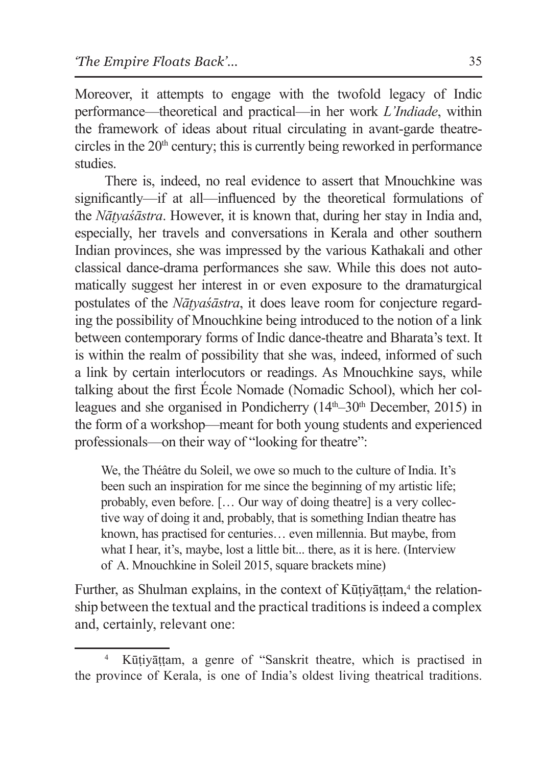Moreover, it attempts to engage with the twofold legacy of Indic performance—theoretical and practical—in her work *L'Indiade*, within the framework of ideas about ritual circulating in avant-garde theatre-circles in the 20th century; this is currently being reworked in performance studies.

There is, indeed, no real evidence to assert that Mnouchkine was significantly—if at all—influenced by the theoretical formulations of the *Nāṭyaśāstra*. However, it is known that, during her stay in India and, especially, her travels and conversations in Kerala and other southern Indian provinces, she was impressed by the various Kathakali and other classical dance-drama performances she saw. While this does not automatically suggest her interest in or even exposure to the dramaturgical postulates of the *Nāṭyaśāstra*, it does leave room for conjecture regarding the possibility of Mnouchkine being introduced to the notion of a link between contemporary forms of Indic dance-theatre and Bharata's text. It is within the realm of possibility that she was, indeed, informed of such a link by certain interlocutors or readings. As Mnouchkine says, while talking about the first École Nomade (Nomadic School), which her colleagues and she organised in Pondicherry (14th–30th December, 2015) in the form of a workshop—meant for both young students and experienced professionals—on their way of "looking for theatre":

> We, the Théâtre du Soleil, we owe so much to the culture of India. It's been such an inspiration for me since the beginning of my artistic life; probably, even before. [… Our way of doing theatre] is a very collective way of doing it and, probably, that is something Indian theatre has known, has practised for centuries… even millennia. But maybe, from what I hear, it's, maybe, lost a little bit... there, as it is here. (Interview of A. Mnouchkine in Soleil 2015, square brackets mine)

Further, as Shulman explains, in the context of Kūṭiyāṭṭam,[4] the relationship between the textual and the practical traditions is indeed a complex and, certainly, relevant one:

[4] Kūṭiyāṭṭam, a genre of "Sanskrit theatre, which is practised in the province of Kerala, is one of India's oldest living theatrical traditions.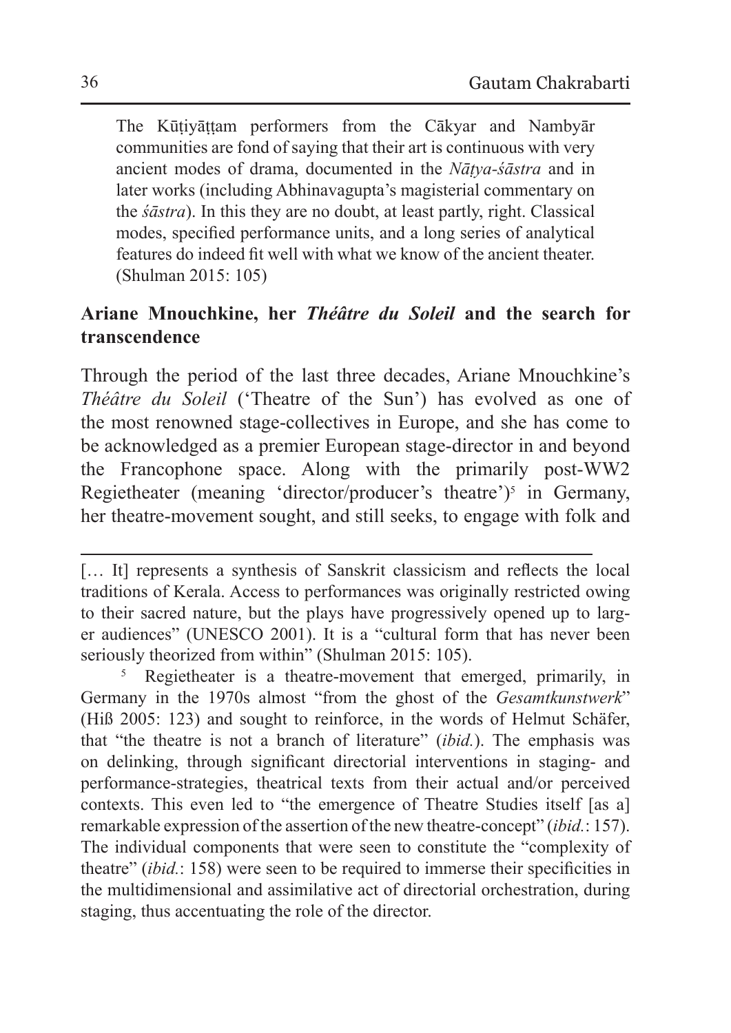> The Kūṭiyāṭṭam performers from the Cākyar and Nambyār communities are fond of saying that their art is continuous with very ancient modes of drama, documented in the *Nāṭya-śāstra* and in later works (including Abhinavagupta's magisterial commentary on the *śāstra*). In this they are no doubt, at least partly, right. Classical modes, specified performance units, and a long series of analytical features do indeed fit well with what we know of the ancient theater. (Shulman 2015: 105)

## Ariane Mnouchkine, her *Théâtre du Soleil* and the search for transcendence

Through the period of the last three decades, Ariane Mnouchkine's *Théâtre du Soleil* ('Theatre of the Sun') has evolved as one of the most renowned stage-collectives in Europe, and she has come to be acknowledged as a premier European stage-director in and beyond the Francophone space. Along with the primarily post-WW2 Regietheater (meaning 'director/producer's theatre')[5] in Germany, her theatre-movement sought, and still seeks, to engage with folk and

---

[… It] represents a synthesis of Sanskrit classicism and reflects the local traditions of Kerala. Access to performances was originally restricted owing to their sacred nature, but the plays have progressively opened up to larger audiences" (UNESCO 2001). It is a "cultural form that has never been seriously theorized from within" (Shulman 2015: 105).

[5] Regietheater is a theatre-movement that emerged, primarily, in Germany in the 1970s almost "from the ghost of the *Gesamtkunstwerk*" (Hiß 2005: 123) and sought to reinforce, in the words of Helmut Schäfer, that "the theatre is not a branch of literature" (*ibid.*). The emphasis was on delinking, through significant directorial interventions in staging- and performance-strategies, theatrical texts from their actual and/or perceived contexts. This even led to "the emergence of Theatre Studies itself [as a] remarkable expression of the assertion of the new theatre-concept" (*ibid.*: 157). The individual components that were seen to constitute the "complexity of theatre" (*ibid.*: 158) were seen to be required to immerse their specificities in the multidimensional and assimilative act of directorial orchestration, during staging, thus accentuating the role of the director.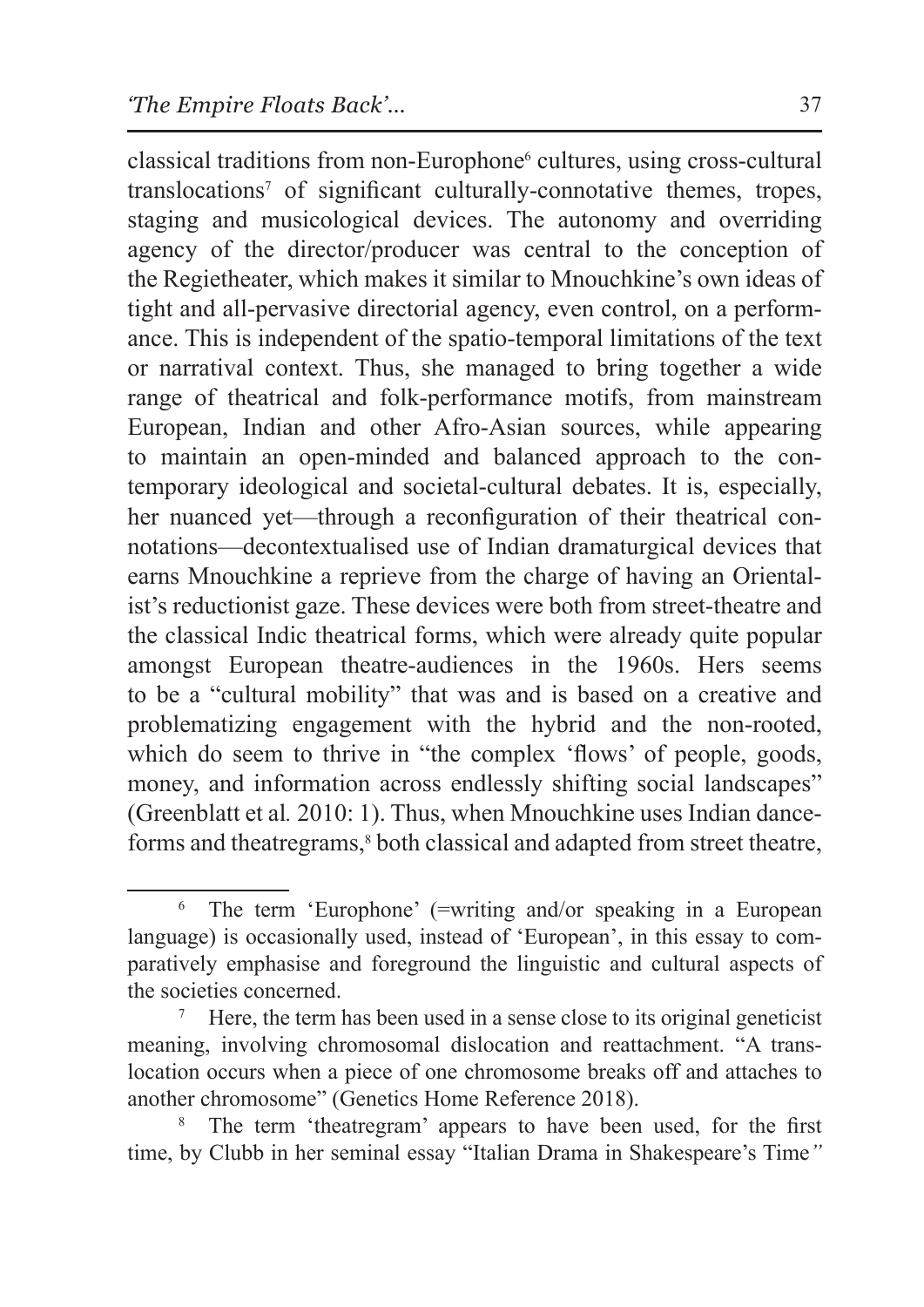classical traditions from non-Europhone[6] cultures, using cross-cultural translocations[7] of significant culturally-connotative themes, tropes, staging and musicological devices. The autonomy and overriding agency of the director/producer was central to the conception of the Regietheater, which makes it similar to Mnouchkine's own ideas of tight and all-pervasive directorial agency, even control, on a performance. This is independent of the spatio-temporal limitations of the text or narratival context. Thus, she managed to bring together a wide range of theatrical and folk-performance motifs, from mainstream European, Indian and other Afro-Asian sources, while appearing to maintain an open-minded and balanced approach to the contemporary ideological and societal-cultural debates. It is, especially, her nuanced yet—through a reconfiguration of their theatrical connotations—decontextualised use of Indian dramaturgical devices that earns Mnouchkine a reprieve from the charge of having an Orientalist's reductionist gaze. These devices were both from street-theatre and the classical Indic theatrical forms, which were already quite popular amongst European theatre-audiences in the 1960s. Hers seems to be a "cultural mobility" that was and is based on a creative and problematizing engagement with the hybrid and the non-rooted, which do seem to thrive in "the complex 'flows' of people, goods, money, and information across endlessly shifting social landscapes" (Greenblatt et al*.* 2010: 1). Thus, when Mnouchkine uses Indian dance-forms and theatregrams,[8] both classical and adapted from street theatre,

---

[6] The term 'Europhone' (=writing and/or speaking in a European language) is occasionally used, instead of 'European', in this essay to comparatively emphasise and foreground the linguistic and cultural aspects of the societies concerned.

[7] Here, the term has been used in a sense close to its original geneticist meaning, involving chromosomal dislocation and reattachment. "A translocation occurs when a piece of one chromosome breaks off and attaches to another chromosome" (Genetics Home Reference 2018).

[8] The term 'theatregram' appears to have been used, for the first time, by Clubb in her seminal essay "Italian Drama in Shakespeare's Time*"*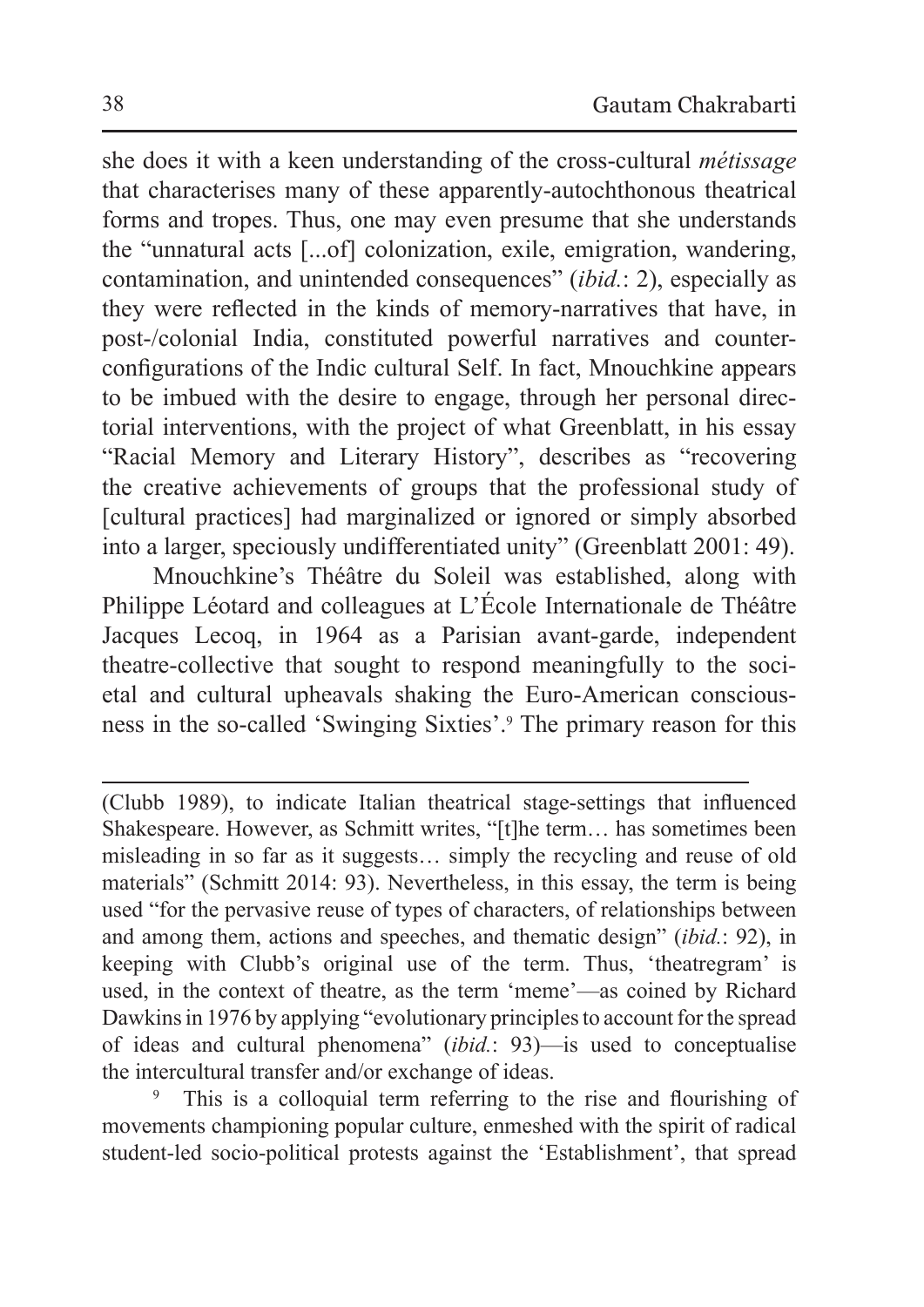she does it with a keen understanding of the cross-cultural *métissage* that characterises many of these apparently-autochthonous theatrical forms and tropes. Thus, one may even presume that she understands the "unnatural acts [...of] colonization, exile, emigration, wandering, contamination, and unintended consequences" (*ibid.*: 2), especially as they were reflected in the kinds of memory-narratives that have, in post-/colonial India, constituted powerful narratives and counter-configurations of the Indic cultural Self. In fact, Mnouchkine appears to be imbued with the desire to engage, through her personal directorial interventions, with the project of what Greenblatt, in his essay "Racial Memory and Literary History", describes as "recovering the creative achievements of groups that the professional study of [cultural practices] had marginalized or ignored or simply absorbed into a larger, speciously undifferentiated unity" (Greenblatt 2001: 49).

Mnouchkine's Théâtre du Soleil was established, along with Philippe Léotard and colleagues at L'École Internationale de Théâtre Jacques Lecoq, in 1964 as a Parisian avant-garde, independent theatre-collective that sought to respond meaningfully to the societal and cultural upheavals shaking the Euro-American consciousness in the so-called 'Swinging Sixties'.[9] The primary reason for this

---

(Clubb 1989), to indicate Italian theatrical stage-settings that influenced Shakespeare. However, as Schmitt writes, "[t]he term… has sometimes been misleading in so far as it suggests… simply the recycling and reuse of old materials" (Schmitt 2014: 93). Nevertheless, in this essay, the term is being used "for the pervasive reuse of types of characters, of relationships between and among them, actions and speeches, and thematic design" (*ibid.*: 92), in keeping with Clubb's original use of the term. Thus, 'theatregram' is used, in the context of theatre, as the term 'meme'—as coined by Richard Dawkins in 1976 by applying "evolutionary principles to account for the spread of ideas and cultural phenomena" (*ibid.*: 93)—is used to conceptualise the intercultural transfer and/or exchange of ideas.

[9] This is a colloquial term referring to the rise and flourishing of movements championing popular culture, enmeshed with the spirit of radical student-led socio-political protests against the 'Establishment', that spread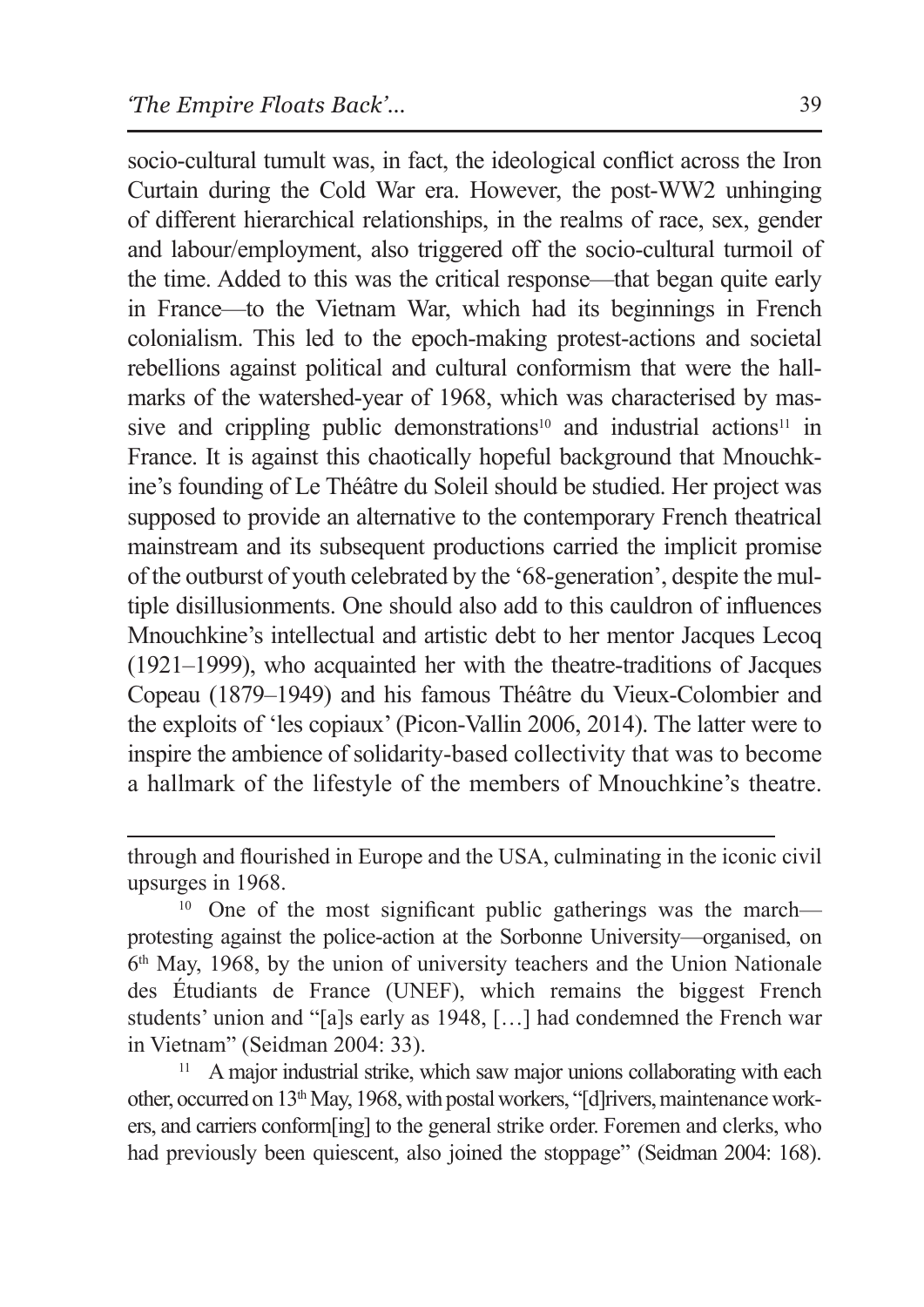socio-cultural tumult was, in fact, the ideological conflict across the Iron Curtain during the Cold War era. However, the post-WW2 unhinging of different hierarchical relationships, in the realms of race, sex, gender and labour/employment, also triggered off the socio-cultural turmoil of the time. Added to this was the critical response—that began quite early in France—to the Vietnam War, which had its beginnings in French colonialism. This led to the epoch-making protest-actions and societal rebellions against political and cultural conformism that were the hallmarks of the watershed-year of 1968, which was characterised by massive and crippling public demonstrations[10] and industrial actions[11] in France. It is against this chaotically hopeful background that Mnouchkine's founding of Le Théâtre du Soleil should be studied. Her project was supposed to provide an alternative to the contemporary French theatrical mainstream and its subsequent productions carried the implicit promise of the outburst of youth celebrated by the '68-generation', despite the multiple disillusionments. One should also add to this cauldron of influences Mnouchkine's intellectual and artistic debt to her mentor Jacques Lecoq (1921–1999), who acquainted her with the theatre-traditions of Jacques Copeau (1879–1949) and his famous Théâtre du Vieux-Colombier and the exploits of 'les copiaux' (Picon-Vallin 2006, 2014). The latter were to inspire the ambience of solidarity-based collectivity that was to become a hallmark of the lifestyle of the members of Mnouchkine's theatre.

---

through and flourished in Europe and the USA, culminating in the iconic civil upsurges in 1968.

[10] One of the most significant public gatherings was the march—protesting against the police-action at the Sorbonne University—organised, on 6th May, 1968, by the union of university teachers and the Union Nationale des Étudiants de France (UNEF), which remains the biggest French students' union and "[a]s early as 1948, […] had condemned the French war in Vietnam" (Seidman 2004: 33).

[11] A major industrial strike, which saw major unions collaborating with each other, occurred on 13th May, 1968, with postal workers, "[d]rivers, maintenance workers, and carriers conform[ing] to the general strike order. Foremen and clerks, who had previously been quiescent, also joined the stoppage" (Seidman 2004: 168).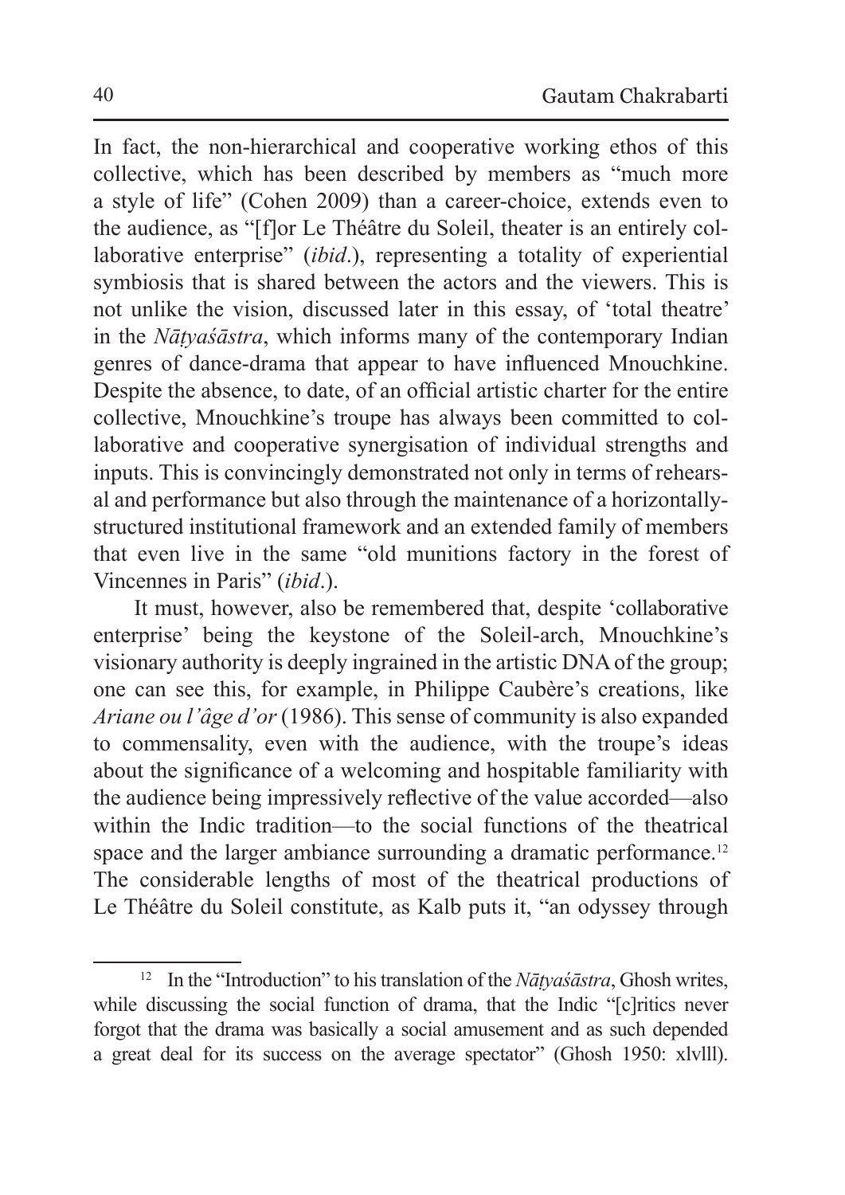In fact, the non-hierarchical and cooperative working ethos of this collective, which has been described by members as "much more a style of life" (Cohen 2009) than a career-choice, extends even to the audience, as "[f]or Le Théâtre du Soleil, theater is an entirely collaborative enterprise" (*ibid*.), representing a totality of experiential symbiosis that is shared between the actors and the viewers. This is not unlike the vision, discussed later in this essay, of 'total theatre' in the *Nāṭyaśāstra*, which informs many of the contemporary Indian genres of dance-drama that appear to have influenced Mnouchkine. Despite the absence, to date, of an official artistic charter for the entire collective, Mnouchkine's troupe has always been committed to collaborative and cooperative synergisation of individual strengths and inputs. This is convincingly demonstrated not only in terms of rehearsal and performance but also through the maintenance of a horizontally-structured institutional framework and an extended family of members that even live in the same "old munitions factory in the forest of Vincennes in Paris" (*ibid*.).

It must, however, also be remembered that, despite 'collaborative enterprise' being the keystone of the Soleil-arch, Mnouchkine's visionary authority is deeply ingrained in the artistic DNA of the group; one can see this, for example, in Philippe Caubère's creations, like *Ariane ou l'âge d'or* (1986). This sense of community is also expanded to commensality, even with the audience, with the troupe's ideas about the significance of a welcoming and hospitable familiarity with the audience being impressively reflective of the value accorded—also within the Indic tradition—to the social functions of the theatrical space and the larger ambiance surrounding a dramatic performance.[12] The considerable lengths of most of the theatrical productions of Le Théâtre du Soleil constitute, as Kalb puts it, "an odyssey through

[12] In the "Introduction" to his translation of the *Nāṭyaśāstra*, Ghosh writes, while discussing the social function of drama, that the Indic "[c]ritics never forgot that the drama was basically a social amusement and as such depended a great deal for its success on the average spectator" (Ghosh 1950: xlvlll).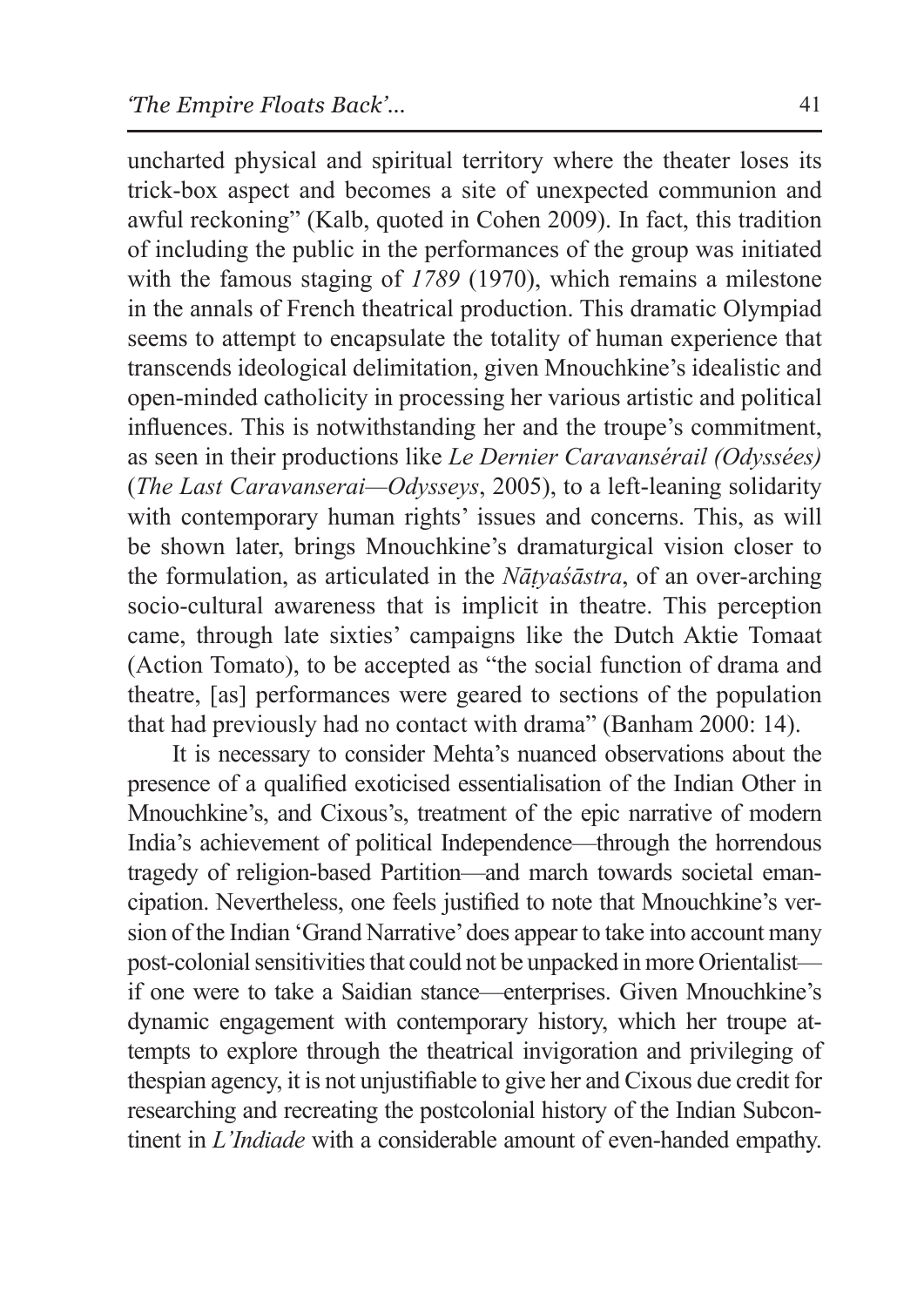uncharted physical and spiritual territory where the theater loses its trick-box aspect and becomes a site of unexpected communion and awful reckoning" (Kalb, quoted in Cohen 2009). In fact, this tradition of including the public in the performances of the group was initiated with the famous staging of *1789* (1970), which remains a milestone in the annals of French theatrical production. This dramatic Olympiad seems to attempt to encapsulate the totality of human experience that transcends ideological delimitation, given Mnouchkine's idealistic and open-minded catholicity in processing her various artistic and political influences. This is notwithstanding her and the troupe's commitment, as seen in their productions like *Le Dernier Caravansérail (Odyssées)* (*The Last Caravanserai—Odysseys*, 2005), to a left-leaning solidarity with contemporary human rights' issues and concerns. This, as will be shown later, brings Mnouchkine's dramaturgical vision closer to the formulation, as articulated in the *Nāṭyaśāstra*, of an over-arching socio-cultural awareness that is implicit in theatre. This perception came, through late sixties' campaigns like the Dutch Aktie Tomaat (Action Tomato), to be accepted as "the social function of drama and theatre, [as] performances were geared to sections of the population that had previously had no contact with drama" (Banham 2000: 14).

It is necessary to consider Mehta's nuanced observations about the presence of a qualified exoticised essentialisation of the Indian Other in Mnouchkine's, and Cixous's, treatment of the epic narrative of modern India's achievement of political Independence—through the horrendous tragedy of religion-based Partition—and march towards societal emancipation. Nevertheless, one feels justified to note that Mnouchkine's version of the Indian 'Grand Narrative' does appear to take into account many post-colonial sensitivities that could not be unpacked in more Orientalist—if one were to take a Saidian stance—enterprises. Given Mnouchkine's dynamic engagement with contemporary history, which her troupe attempts to explore through the theatrical invigoration and privileging of thespian agency, it is not unjustifiable to give her and Cixous due credit for researching and recreating the postcolonial history of the Indian Subcontinent in *L'Indiade* with a considerable amount of even-handed empathy.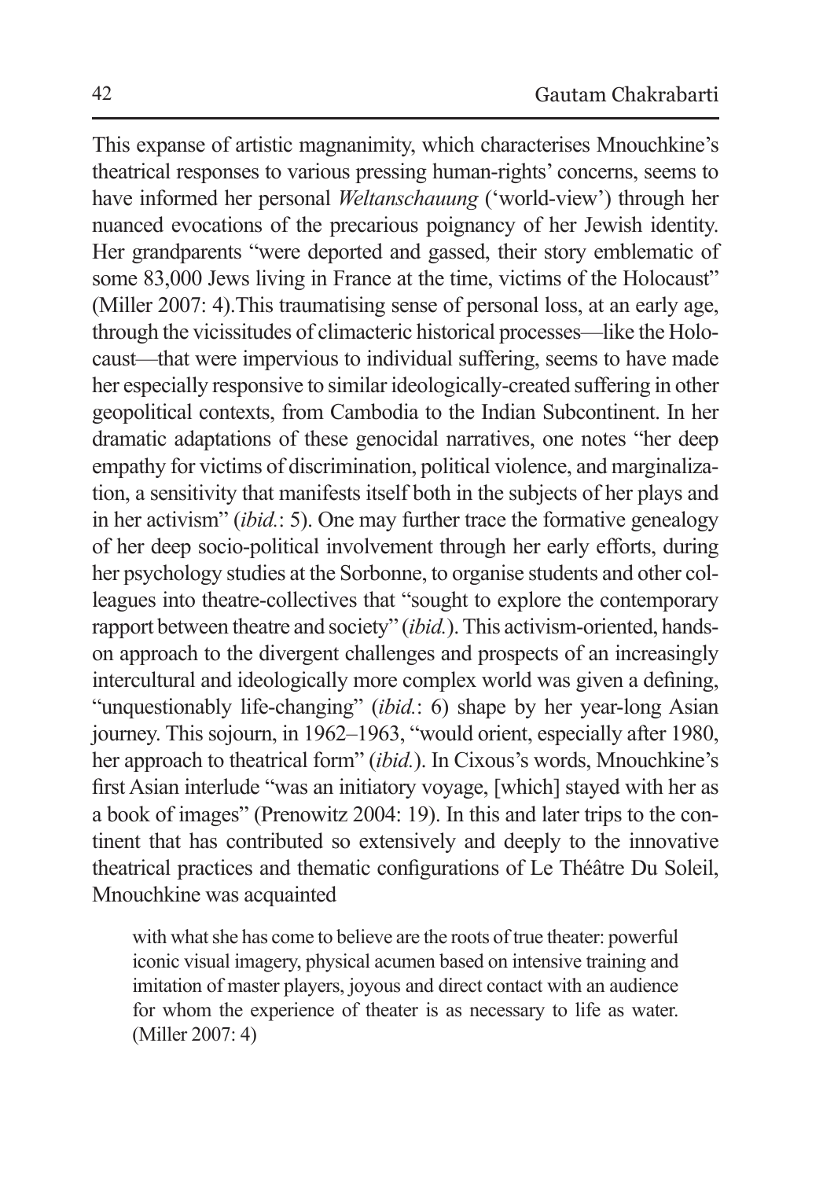This expanse of artistic magnanimity, which characterises Mnouchkine's theatrical responses to various pressing human-rights' concerns, seems to have informed her personal *Weltanschauung* ('world-view') through her nuanced evocations of the precarious poignancy of her Jewish identity. Her grandparents "were deported and gassed, their story emblematic of some 83,000 Jews living in France at the time, victims of the Holocaust" (Miller 2007: 4).This traumatising sense of personal loss, at an early age, through the vicissitudes of climacteric historical processes—like the Holocaust—that were impervious to individual suffering, seems to have made her especially responsive to similar ideologically-created suffering in other geopolitical contexts, from Cambodia to the Indian Subcontinent. In her dramatic adaptations of these genocidal narratives, one notes "her deep empathy for victims of discrimination, political violence, and marginalization, a sensitivity that manifests itself both in the subjects of her plays and in her activism" (*ibid.*: 5). One may further trace the formative genealogy of her deep socio-political involvement through her early efforts, during her psychology studies at the Sorbonne, to organise students and other colleagues into theatre-collectives that "sought to explore the contemporary rapport between theatre and society" (*ibid.*). This activism-oriented, hands-on approach to the divergent challenges and prospects of an increasingly intercultural and ideologically more complex world was given a defining, "unquestionably life-changing" (*ibid.*: 6) shape by her year-long Asian journey. This sojourn, in 1962–1963, "would orient, especially after 1980, her approach to theatrical form" (*ibid.*). In Cixous's words, Mnouchkine's first Asian interlude "was an initiatory voyage, [which] stayed with her as a book of images" (Prenowitz 2004: 19). In this and later trips to the continent that has contributed so extensively and deeply to the innovative theatrical practices and thematic configurations of Le Théâtre Du Soleil, Mnouchkine was acquainted

> with what she has come to believe are the roots of true theater: powerful iconic visual imagery, physical acumen based on intensive training and imitation of master players, joyous and direct contact with an audience for whom the experience of theater is as necessary to life as water. (Miller 2007: 4)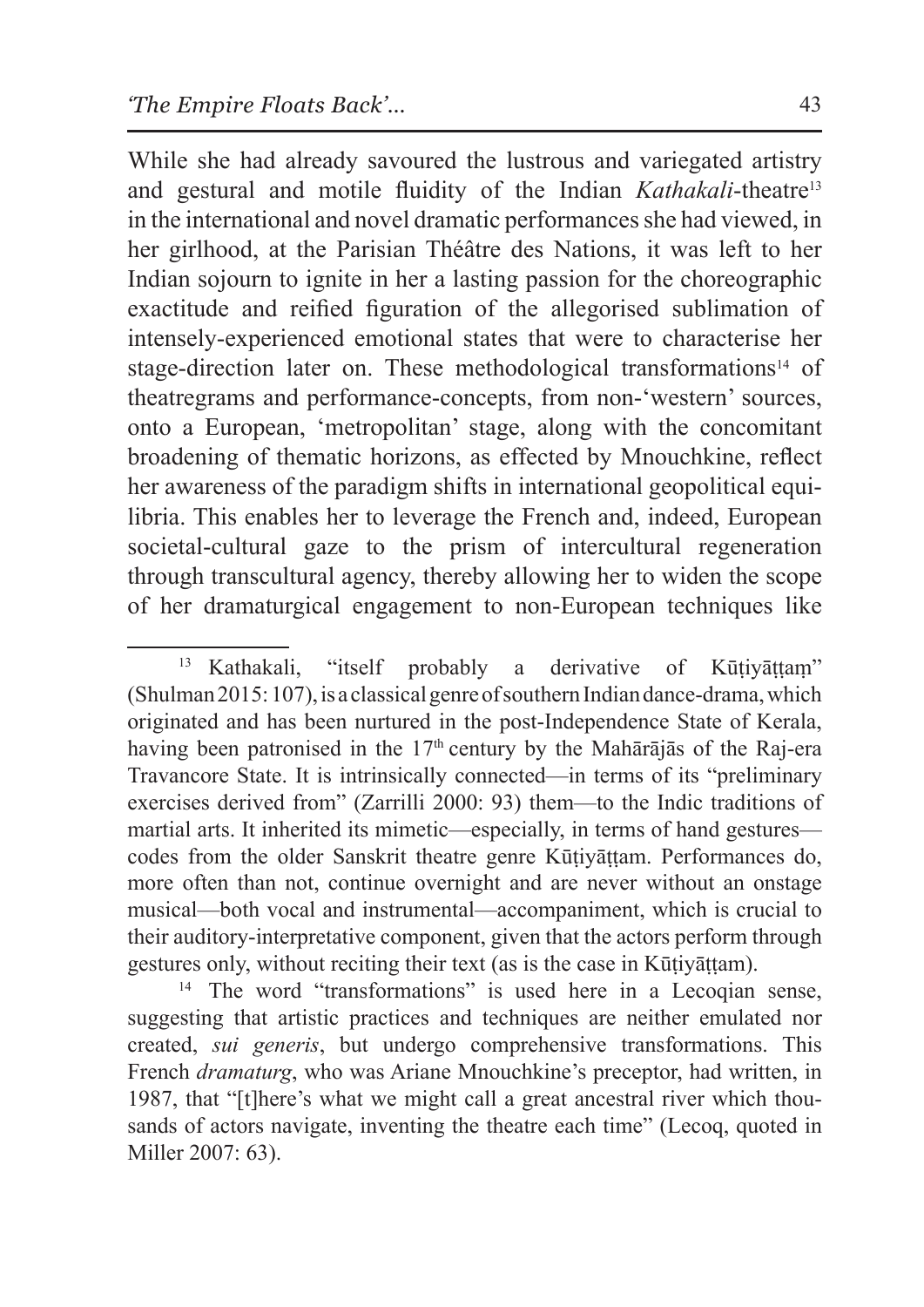While she had already savoured the lustrous and variegated artistry and gestural and motile fluidity of the Indian *Kathakali*-theatre[13] in the international and novel dramatic performances she had viewed, in her girlhood, at the Parisian Théâtre des Nations, it was left to her Indian sojourn to ignite in her a lasting passion for the choreographic exactitude and reified figuration of the allegorised sublimation of intensely-experienced emotional states that were to characterise her stage-direction later on. These methodological transformations[14] of theatregrams and performance-concepts, from non-'western' sources, onto a European, 'metropolitan' stage, along with the concomitant broadening of thematic horizons, as effected by Mnouchkine, reflect her awareness of the paradigm shifts in international geopolitical equilibria. This enables her to leverage the French and, indeed, European societal-cultural gaze to the prism of intercultural regeneration through transcultural agency, thereby allowing her to widen the scope of her dramaturgical engagement to non-European techniques like

---

[13] Kathakali, "itself probably a derivative of Kūṭiyāṭṭaṃ" (Shulman 2015: 107), is a classical genre of southern Indian dance-drama, which originated and has been nurtured in the post-Independence State of Kerala, having been patronised in the 17th century by the Mahārājās of the Raj-era Travancore State. It is intrinsically connected—in terms of its "preliminary exercises derived from" (Zarrilli 2000: 93) them—to the Indic traditions of martial arts. It inherited its mimetic—especially, in terms of hand gestures—codes from the older Sanskrit theatre genre Kūṭiyāṭṭam. Performances do, more often than not, continue overnight and are never without an onstage musical—both vocal and instrumental—accompaniment, which is crucial to their auditory-interpretative component, given that the actors perform through gestures only, without reciting their text (as is the case in Kūṭiyāṭṭam).

[14] The word "transformations" is used here in a Lecoqian sense, suggesting that artistic practices and techniques are neither emulated nor created, *sui generis*, but undergo comprehensive transformations. This French *dramaturg*, who was Ariane Mnouchkine's preceptor, had written, in 1987, that "[t]here's what we might call a great ancestral river which thousands of actors navigate, inventing the theatre each time" (Lecoq, quoted in Miller 2007: 63).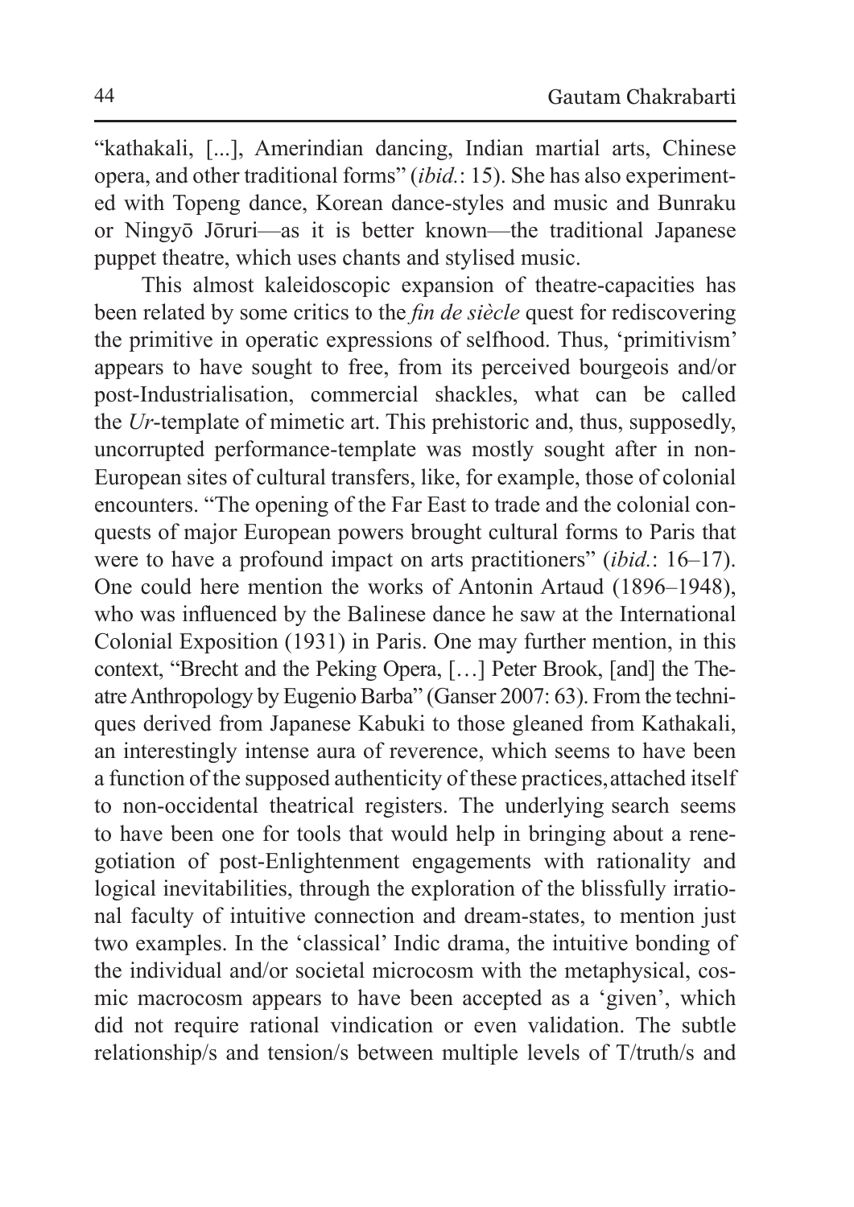"kathakali, [...], Amerindian dancing, Indian martial arts, Chinese opera, and other traditional forms" (*ibid.*: 15). She has also experimented with Topeng dance, Korean dance-styles and music and Bunraku or Ningyō Jōruri—as it is better known—the traditional Japanese puppet theatre, which uses chants and stylised music.

This almost kaleidoscopic expansion of theatre-capacities has been related by some critics to the *fin de siècle* quest for rediscovering the primitive in operatic expressions of selfhood. Thus, 'primitivism' appears to have sought to free, from its perceived bourgeois and/or post-Industrialisation, commercial shackles, what can be called the *Ur*-template of mimetic art. This prehistoric and, thus, supposedly, uncorrupted performance-template was mostly sought after in non-European sites of cultural transfers, like, for example, those of colonial encounters. "The opening of the Far East to trade and the colonial conquests of major European powers brought cultural forms to Paris that were to have a profound impact on arts practitioners" (*ibid.*: 16–17). One could here mention the works of Antonin Artaud (1896–1948), who was influenced by the Balinese dance he saw at the International Colonial Exposition (1931) in Paris. One may further mention, in this context, "Brecht and the Peking Opera, […] Peter Brook, [and] the Theatre Anthropology by Eugenio Barba" (Ganser 2007: 63). From the techniques derived from Japanese Kabuki to those gleaned from Kathakali, an interestingly intense aura of reverence, which seems to have been a function of the supposed authenticity of these practices, attached itself to non-occidental theatrical registers. The underlying search seems to have been one for tools that would help in bringing about a renegotiation of post-Enlightenment engagements with rationality and logical inevitabilities, through the exploration of the blissfully irrational faculty of intuitive connection and dream-states, to mention just two examples. In the 'classical' Indic drama, the intuitive bonding of the individual and/or societal microcosm with the metaphysical, cosmic macrocosm appears to have been accepted as a 'given', which did not require rational vindication or even validation. The subtle relationship/s and tension/s between multiple levels of T/truth/s and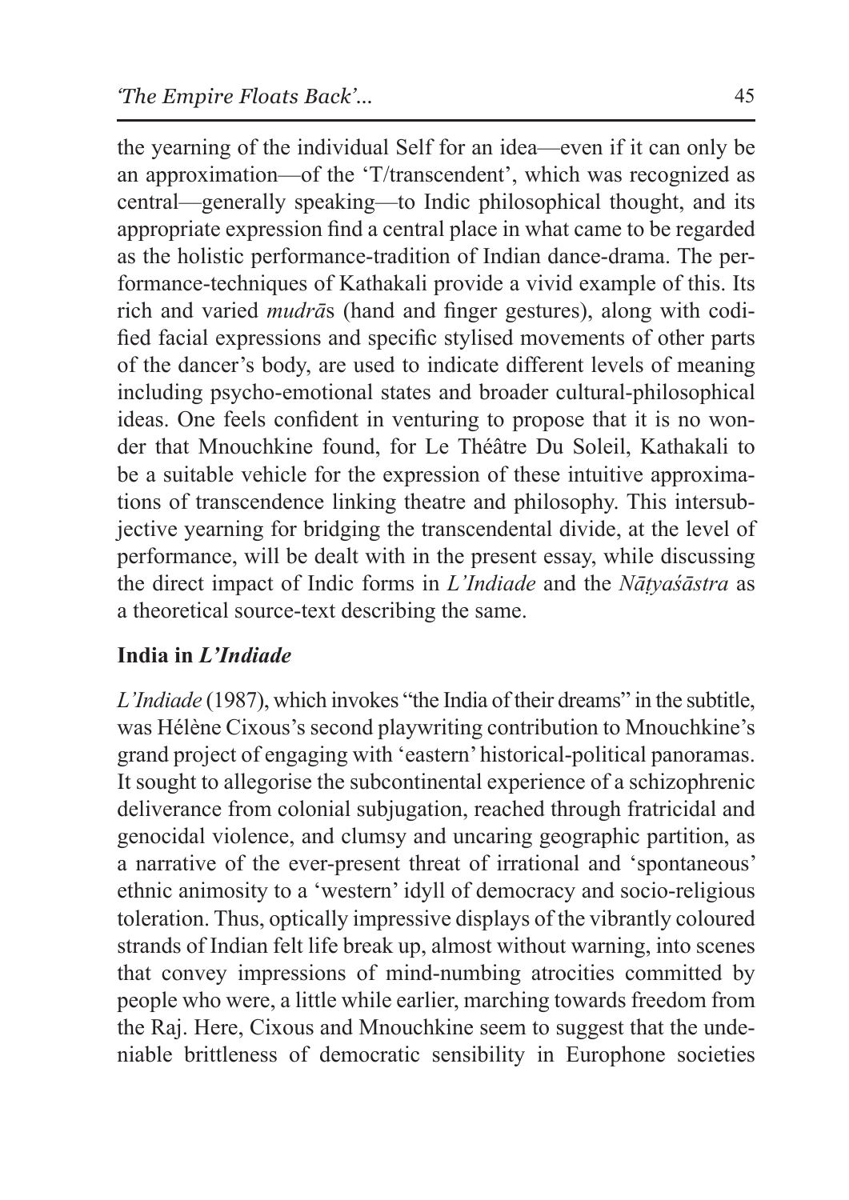the yearning of the individual Self for an idea—even if it can only be an approximation—of the 'T/transcendent', which was recognized as central—generally speaking—to Indic philosophical thought, and its appropriate expression find a central place in what came to be regarded as the holistic performance-tradition of Indian dance-drama. The performance-techniques of Kathakali provide a vivid example of this. Its rich and varied *mudrā*s (hand and finger gestures), along with codified facial expressions and specific stylised movements of other parts of the dancer's body, are used to indicate different levels of meaning including psycho-emotional states and broader cultural-philosophical ideas. One feels confident in venturing to propose that it is no wonder that Mnouchkine found, for Le Théâtre Du Soleil, Kathakali to be a suitable vehicle for the expression of these intuitive approximations of transcendence linking theatre and philosophy. This intersubjective yearning for bridging the transcendental divide, at the level of performance, will be dealt with in the present essay, while discussing the direct impact of Indic forms in *L'Indiade* and the *Nāṭyaśāstra* as a theoretical source-text describing the same.

## India in *L'Indiade*

*L'Indiade* (1987), which invokes "the India of their dreams" in the subtitle, was Hélène Cixous's second playwriting contribution to Mnouchkine's grand project of engaging with 'eastern' historical-political panoramas. It sought to allegorise the subcontinental experience of a schizophrenic deliverance from colonial subjugation, reached through fratricidal and genocidal violence, and clumsy and uncaring geographic partition, as a narrative of the ever-present threat of irrational and 'spontaneous' ethnic animosity to a 'western' idyll of democracy and socio-religious toleration. Thus, optically impressive displays of the vibrantly coloured strands of Indian felt life break up, almost without warning, into scenes that convey impressions of mind-numbing atrocities committed by people who were, a little while earlier, marching towards freedom from the Raj. Here, Cixous and Mnouchkine seem to suggest that the undeniable brittleness of democratic sensibility in Europhone societies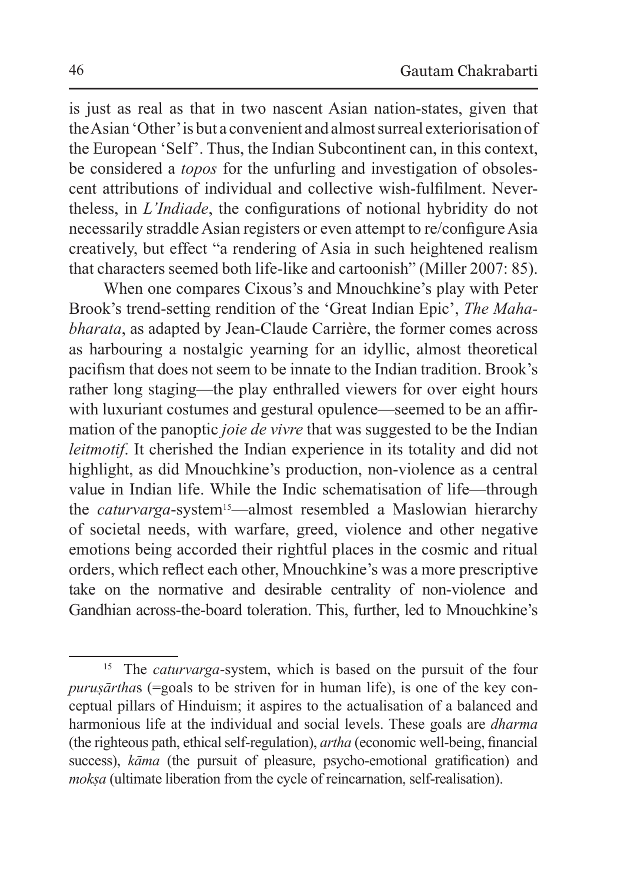is just as real as that in two nascent Asian nation-states, given that the Asian 'Other' is but a convenient and almost surreal exteriorisation of the European 'Self'. Thus, the Indian Subcontinent can, in this context, be considered a *topos* for the unfurling and investigation of obsolescent attributions of individual and collective wish-fulfilment. Nevertheless, in *L'Indiade*, the configurations of notional hybridity do not necessarily straddle Asian registers or even attempt to re/configure Asia creatively, but effect "a rendering of Asia in such heightened realism that characters seemed both life-like and cartoonish" (Miller 2007: 85).

When one compares Cixous's and Mnouchkine's play with Peter Brook's trend-setting rendition of the 'Great Indian Epic', *The Mahabharata*, as adapted by Jean-Claude Carrière, the former comes across as harbouring a nostalgic yearning for an idyllic, almost theoretical pacifism that does not seem to be innate to the Indian tradition. Brook's rather long staging—the play enthralled viewers for over eight hours with luxuriant costumes and gestural opulence—seemed to be an affirmation of the panoptic *joie de vivre* that was suggested to be the Indian *leitmotif*. It cherished the Indian experience in its totality and did not highlight, as did Mnouchkine's production, non-violence as a central value in Indian life. While the Indic schematisation of life—through the *caturvarga*-system[15]—almost resembled a Maslowian hierarchy of societal needs, with warfare, greed, violence and other negative emotions being accorded their rightful places in the cosmic and ritual orders, which reflect each other, Mnouchkine's was a more prescriptive take on the normative and desirable centrality of non-violence and Gandhian across-the-board toleration. This, further, led to Mnouchkine's

---

[15] The *caturvarga*-system, which is based on the pursuit of the four *puruṣārtha*s (=goals to be striven for in human life), is one of the key conceptual pillars of Hinduism; it aspires to the actualisation of a balanced and harmonious life at the individual and social levels. These goals are *dharma* (the righteous path, ethical self-regulation), *artha* (economic well-being, financial success), *kāma* (the pursuit of pleasure, psycho-emotional gratification) and *mokṣa* (ultimate liberation from the cycle of reincarnation, self-realisation).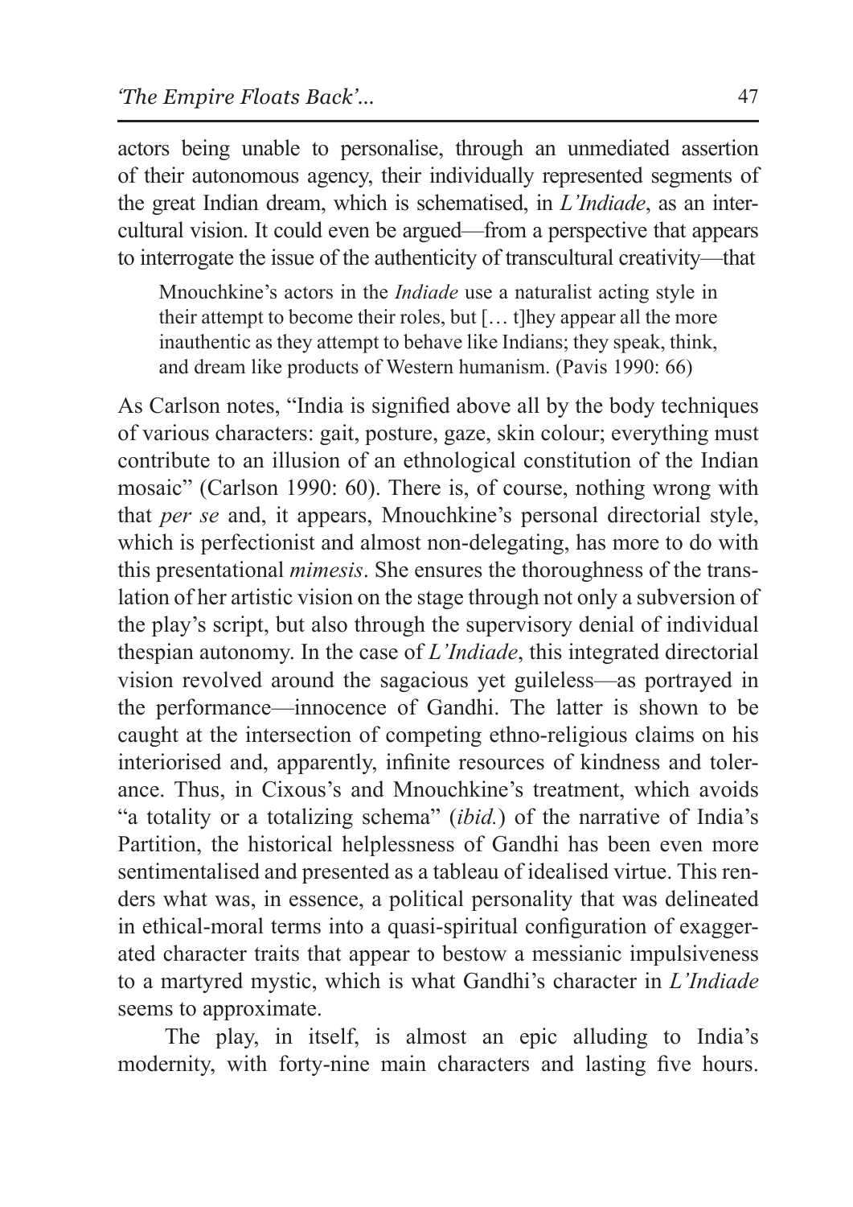actors being unable to personalise, through an unmediated assertion of their autonomous agency, their individually represented segments of the great Indian dream, which is schematised, in *L'Indiade*, as an intercultural vision. It could even be argued—from a perspective that appears to interrogate the issue of the authenticity of transcultural creativity—that

> Mnouchkine's actors in the *Indiade* use a naturalist acting style in their attempt to become their roles, but [… t]hey appear all the more inauthentic as they attempt to behave like Indians; they speak, think, and dream like products of Western humanism. (Pavis 1990: 66)

As Carlson notes, "India is signified above all by the body techniques of various characters: gait, posture, gaze, skin colour; everything must contribute to an illusion of an ethnological constitution of the Indian mosaic" (Carlson 1990: 60). There is, of course, nothing wrong with that *per se* and, it appears, Mnouchkine's personal directorial style, which is perfectionist and almost non-delegating, has more to do with this presentational *mimesis*. She ensures the thoroughness of the translation of her artistic vision on the stage through not only a subversion of the play's script, but also through the supervisory denial of individual thespian autonomy. In the case of *L'Indiade*, this integrated directorial vision revolved around the sagacious yet guileless—as portrayed in the performance—innocence of Gandhi. The latter is shown to be caught at the intersection of competing ethno-religious claims on his interiorised and, apparently, infinite resources of kindness and tolerance. Thus, in Cixous's and Mnouchkine's treatment, which avoids "a totality or a totalizing schema" (*ibid.*) of the narrative of India's Partition, the historical helplessness of Gandhi has been even more sentimentalised and presented as a tableau of idealised virtue. This renders what was, in essence, a political personality that was delineated in ethical-moral terms into a quasi-spiritual configuration of exaggerated character traits that appear to bestow a messianic impulsiveness to a martyred mystic, which is what Gandhi's character in *L'Indiade* seems to approximate.

The play, in itself, is almost an epic alluding to India's modernity, with forty-nine main characters and lasting five hours.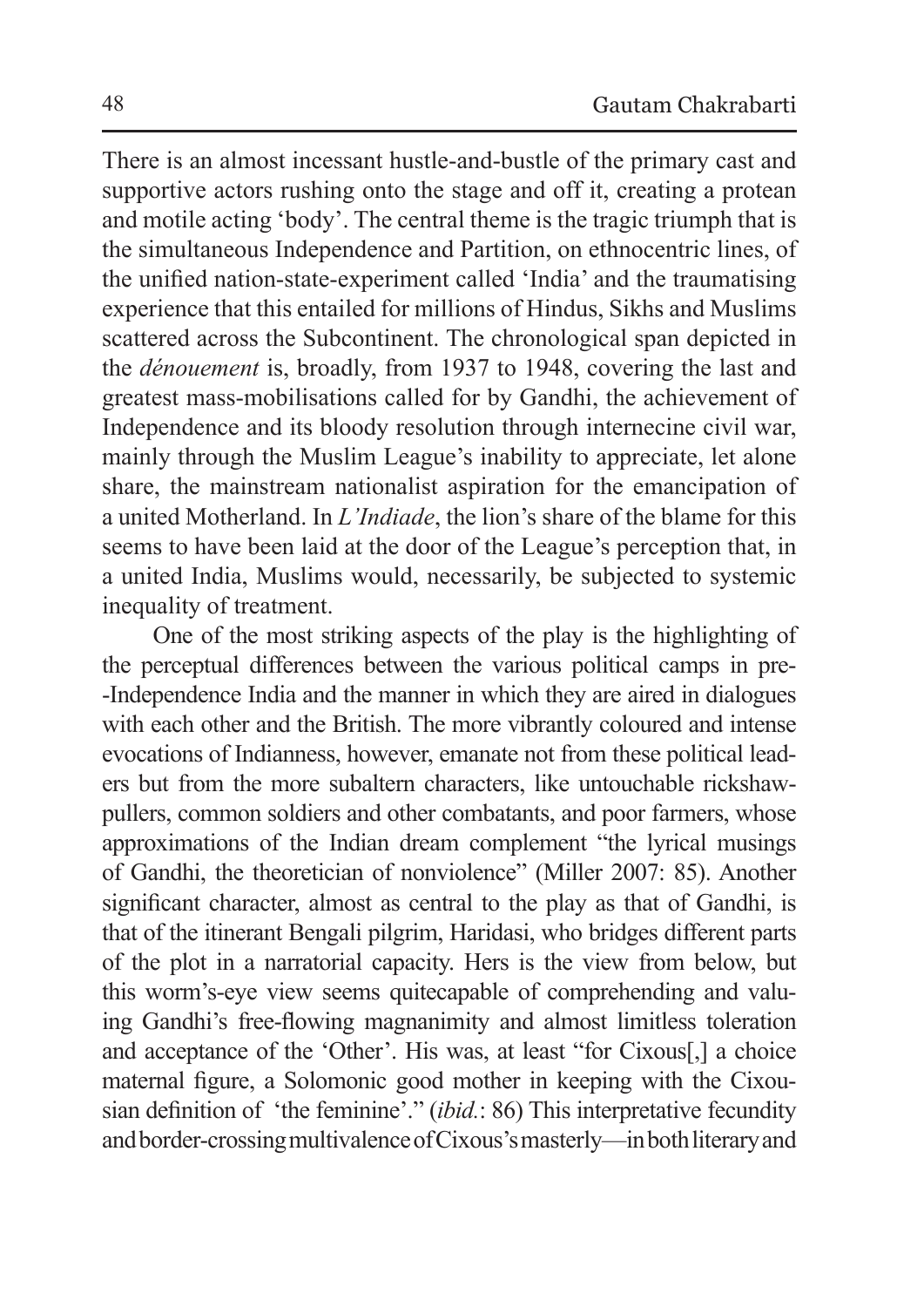There is an almost incessant hustle-and-bustle of the primary cast and supportive actors rushing onto the stage and off it, creating a protean and motile acting 'body'. The central theme is the tragic triumph that is the simultaneous Independence and Partition, on ethnocentric lines, of the unified nation-state-experiment called 'India' and the traumatising experience that this entailed for millions of Hindus, Sikhs and Muslims scattered across the Subcontinent. The chronological span depicted in the *dénouement* is, broadly, from 1937 to 1948, covering the last and greatest mass-mobilisations called for by Gandhi, the achievement of Independence and its bloody resolution through internecine civil war, mainly through the Muslim League's inability to appreciate, let alone share, the mainstream nationalist aspiration for the emancipation of a united Motherland. In *L'Indiade*, the lion's share of the blame for this seems to have been laid at the door of the League's perception that, in a united India, Muslims would, necessarily, be subjected to systemic inequality of treatment.

One of the most striking aspects of the play is the highlighting of the perceptual differences between the various political camps in pre--Independence India and the manner in which they are aired in dialogues with each other and the British. The more vibrantly coloured and intense evocations of Indianness, however, emanate not from these political leaders but from the more subaltern characters, like untouchable rickshaw-pullers, common soldiers and other combatants, and poor farmers, whose approximations of the Indian dream complement "the lyrical musings of Gandhi, the theoretician of nonviolence" (Miller 2007: 85). Another significant character, almost as central to the play as that of Gandhi, is that of the itinerant Bengali pilgrim, Haridasi, who bridges different parts of the plot in a narratorial capacity. Hers is the view from below, but this worm's-eye view seems quitecapable of comprehending and valuing Gandhi's free-flowing magnanimity and almost limitless toleration and acceptance of the 'Other'. His was, at least "for Cixous[,] a choice maternal figure, a Solomonic good mother in keeping with the Cixousian definition of 'the feminine'." (*ibid.*: 86) This interpretative fecundity and border-crossing multivalence of Cixous's masterly—in both literary and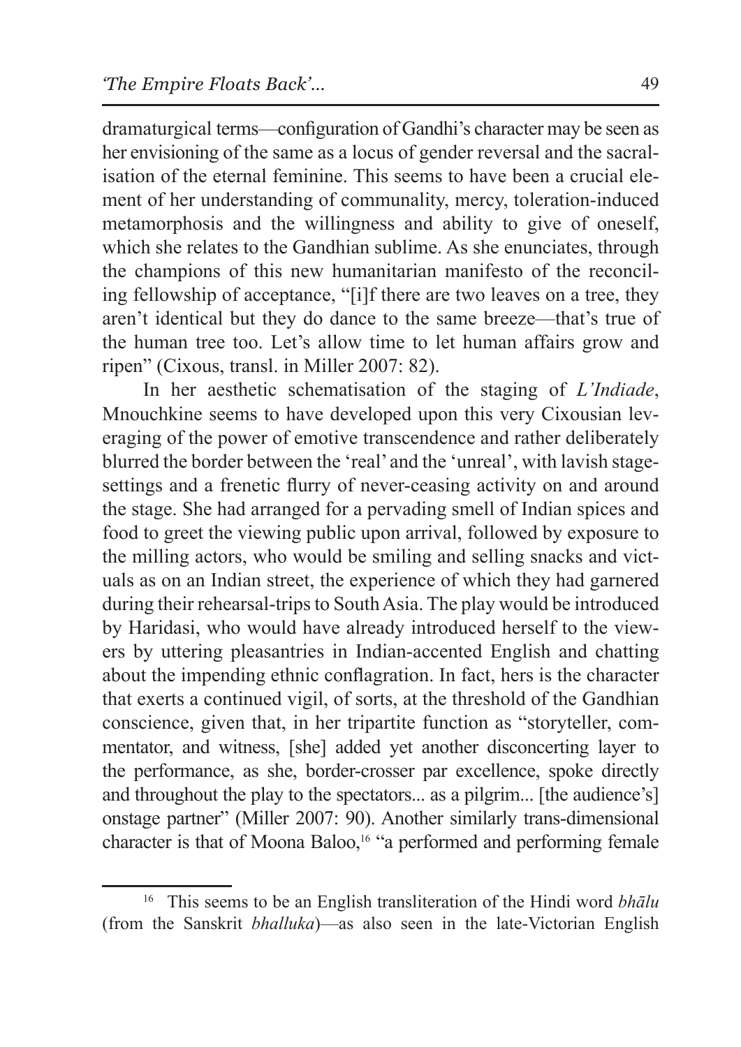dramaturgical terms—configuration of Gandhi's character may be seen as her envisioning of the same as a locus of gender reversal and the sacralisation of the eternal feminine. This seems to have been a crucial element of her understanding of communality, mercy, toleration-induced metamorphosis and the willingness and ability to give of oneself, which she relates to the Gandhian sublime. As she enunciates, through the champions of this new humanitarian manifesto of the reconciling fellowship of acceptance, "[i]f there are two leaves on a tree, they aren't identical but they do dance to the same breeze—that's true of the human tree too. Let's allow time to let human affairs grow and ripen" (Cixous, transl. in Miller 2007: 82).

In her aesthetic schematisation of the staging of *L'Indiade*, Mnouchkine seems to have developed upon this very Cixousian leveraging of the power of emotive transcendence and rather deliberately blurred the border between the 'real' and the 'unreal', with lavish stage-settings and a frenetic flurry of never-ceasing activity on and around the stage. She had arranged for a pervading smell of Indian spices and food to greet the viewing public upon arrival, followed by exposure to the milling actors, who would be smiling and selling snacks and victuals as on an Indian street, the experience of which they had garnered during their rehearsal-trips to South Asia. The play would be introduced by Haridasi, who would have already introduced herself to the viewers by uttering pleasantries in Indian-accented English and chatting about the impending ethnic conflagration. In fact, hers is the character that exerts a continued vigil, of sorts, at the threshold of the Gandhian conscience, given that, in her tripartite function as "storyteller, commentator, and witness, [she] added yet another disconcerting layer to the performance, as she, border-crosser par excellence, spoke directly and throughout the play to the spectators... as a pilgrim... [the audience's] onstage partner" (Miller 2007: 90). Another similarly trans-dimensional character is that of Moona Baloo,[16] "a performed and performing female

---

[16] This seems to be an English transliteration of the Hindi word *bhālu* (from the Sanskrit *bhalluka*)—as also seen in the late-Victorian English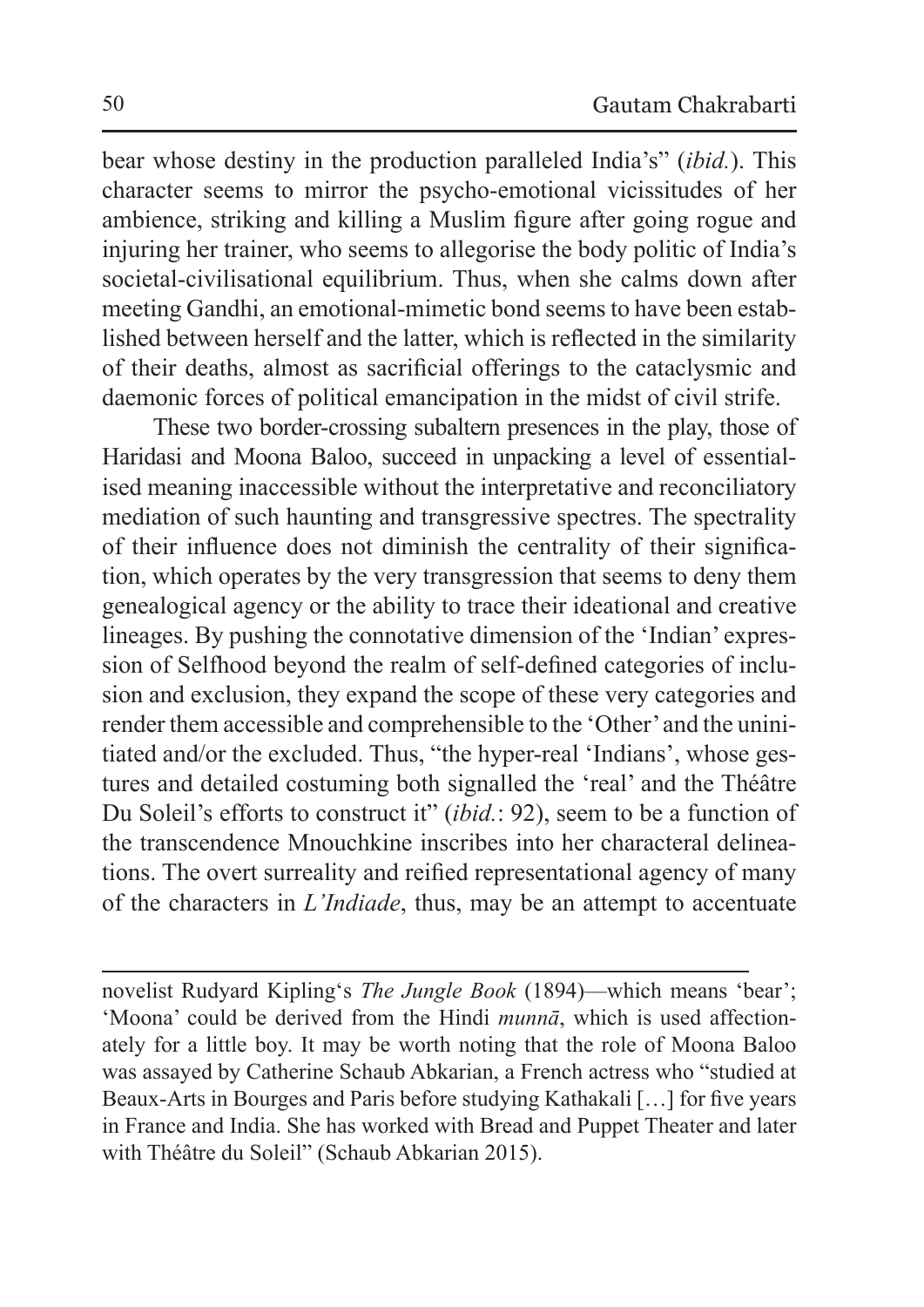bear whose destiny in the production paralleled India's" (*ibid.*). This character seems to mirror the psycho-emotional vicissitudes of her ambience, striking and killing a Muslim figure after going rogue and injuring her trainer, who seems to allegorise the body politic of India's societal-civilisational equilibrium. Thus, when she calms down after meeting Gandhi, an emotional-mimetic bond seems to have been established between herself and the latter, which is reflected in the similarity of their deaths, almost as sacrificial offerings to the cataclysmic and daemonic forces of political emancipation in the midst of civil strife.

These two border-crossing subaltern presences in the play, those of Haridasi and Moona Baloo, succeed in unpacking a level of essentialised meaning inaccessible without the interpretative and reconciliatory mediation of such haunting and transgressive spectres. The spectrality of their influence does not diminish the centrality of their signification, which operates by the very transgression that seems to deny them genealogical agency or the ability to trace their ideational and creative lineages. By pushing the connotative dimension of the 'Indian' expression of Selfhood beyond the realm of self-defined categories of inclusion and exclusion, they expand the scope of these very categories and render them accessible and comprehensible to the 'Other' and the uninitiated and/or the excluded. Thus, "the hyper-real 'Indians', whose gestures and detailed costuming both signalled the 'real' and the Théâtre Du Soleil's efforts to construct it" (*ibid.*: 92), seem to be a function of the transcendence Mnouchkine inscribes into her characteral delineations. The overt surreality and reified representational agency of many of the characters in *L'Indiade*, thus, may be an attempt to accentuate

---

novelist Rudyard Kipling's *The Jungle Book* (1894)—which means 'bear'; 'Moona' could be derived from the Hindi *munnā*, which is used affectionately for a little boy. It may be worth noting that the role of Moona Baloo was assayed by Catherine Schaub Abkarian, a French actress who "studied at Beaux-Arts in Bourges and Paris before studying Kathakali […] for five years in France and India. She has worked with Bread and Puppet Theater and later with Théâtre du Soleil" (Schaub Abkarian 2015).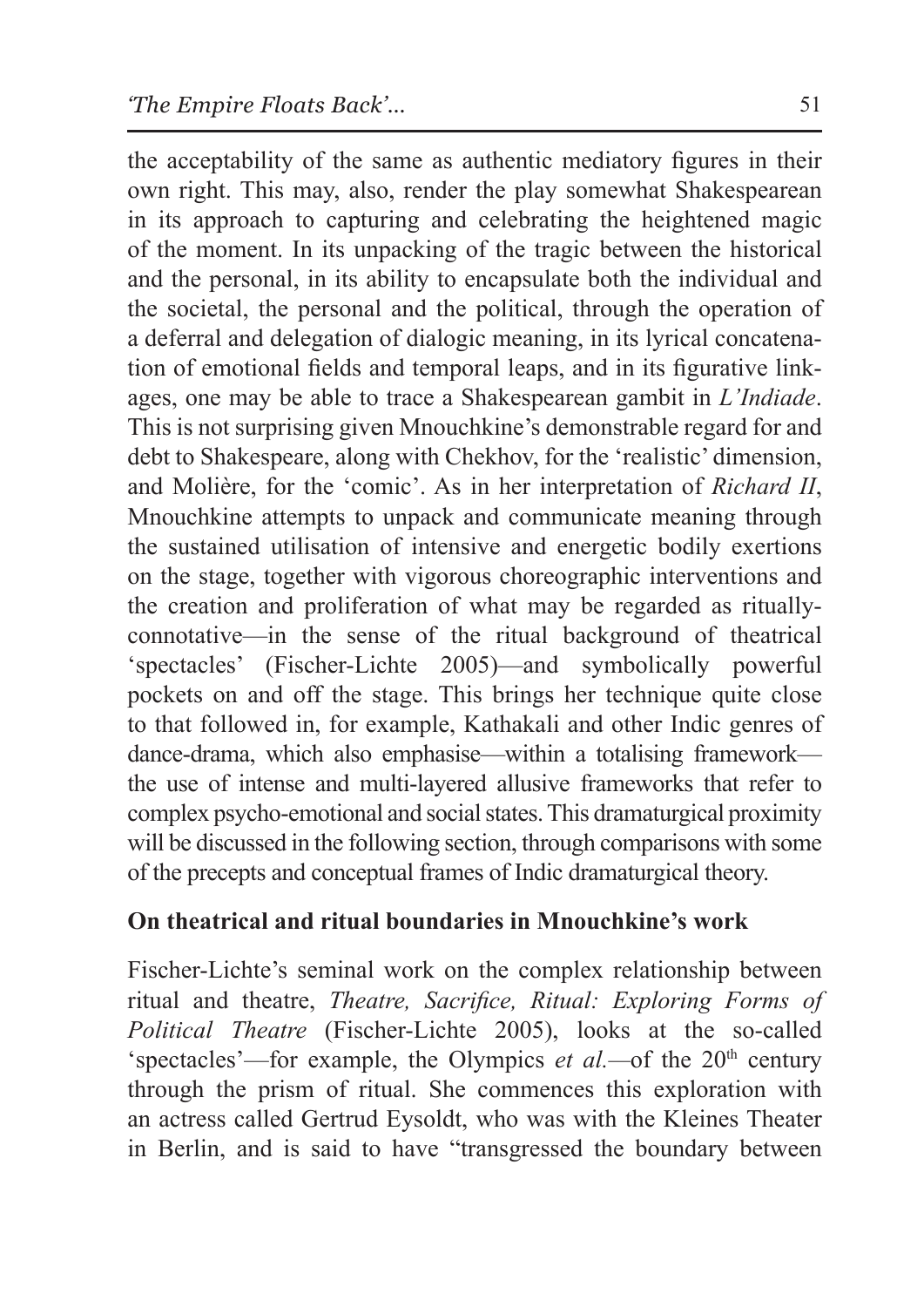the acceptability of the same as authentic mediatory figures in their own right. This may, also, render the play somewhat Shakespearean in its approach to capturing and celebrating the heightened magic of the moment. In its unpacking of the tragic between the historical and the personal, in its ability to encapsulate both the individual and the societal, the personal and the political, through the operation of a deferral and delegation of dialogic meaning, in its lyrical concatenation of emotional fields and temporal leaps, and in its figurative linkages, one may be able to trace a Shakespearean gambit in *L'Indiade*. This is not surprising given Mnouchkine's demonstrable regard for and debt to Shakespeare, along with Chekhov, for the 'realistic' dimension, and Molière, for the 'comic'. As in her interpretation of *Richard II*, Mnouchkine attempts to unpack and communicate meaning through the sustained utilisation of intensive and energetic bodily exertions on the stage, together with vigorous choreographic interventions and the creation and proliferation of what may be regarded as ritually-connotative—in the sense of the ritual background of theatrical 'spectacles' (Fischer-Lichte 2005)—and symbolically powerful pockets on and off the stage. This brings her technique quite close to that followed in, for example, Kathakali and other Indic genres of dance-drama, which also emphasise—within a totalising framework—the use of intense and multi-layered allusive frameworks that refer to complex psycho-emotional and social states. This dramaturgical proximity will be discussed in the following section, through comparisons with some of the precepts and conceptual frames of Indic dramaturgical theory.

## On theatrical and ritual boundaries in Mnouchkine's work

Fischer-Lichte's seminal work on the complex relationship between ritual and theatre, *Theatre, Sacrifice, Ritual: Exploring Forms of Political Theatre* (Fischer-Lichte 2005), looks at the so-called 'spectacles'—for example, the Olympics *et al.*—of the 20th century through the prism of ritual. She commences this exploration with an actress called Gertrud Eysoldt, who was with the Kleines Theater in Berlin, and is said to have "transgressed the boundary between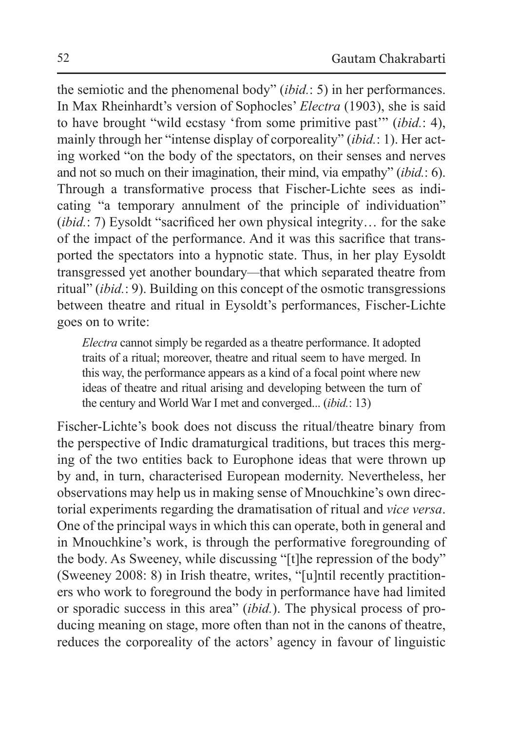the semiotic and the phenomenal body" (*ibid.*: 5) in her performances. In Max Rheinhardt's version of Sophocles' *Electra* (1903), she is said to have brought "wild ecstasy 'from some primitive past'" (*ibid.*: 4), mainly through her "intense display of corporeality" (*ibid.*: 1). Her acting worked "on the body of the spectators, on their senses and nerves and not so much on their imagination, their mind, via empathy" (*ibid.*: 6). Through a transformative process that Fischer-Lichte sees as indicating "a temporary annulment of the principle of individuation" (*ibid.*: 7) Eysoldt "sacrificed her own physical integrity… for the sake of the impact of the performance. And it was this sacrifice that transported the spectators into a hypnotic state. Thus, in her play Eysoldt transgressed yet another boundary—that which separated theatre from ritual" (*ibid.*: 9). Building on this concept of the osmotic transgressions between theatre and ritual in Eysoldt's performances, Fischer-Lichte goes on to write:

> *Electra* cannot simply be regarded as a theatre performance. It adopted traits of a ritual; moreover, theatre and ritual seem to have merged. In this way, the performance appears as a kind of a focal point where new ideas of theatre and ritual arising and developing between the turn of the century and World War I met and converged... (*ibid.*: 13)

Fischer-Lichte's book does not discuss the ritual/theatre binary from the perspective of Indic dramaturgical traditions, but traces this merging of the two entities back to Europhone ideas that were thrown up by and, in turn, characterised European modernity. Nevertheless, her observations may help us in making sense of Mnouchkine's own directorial experiments regarding the dramatisation of ritual and *vice versa*. One of the principal ways in which this can operate, both in general and in Mnouchkine's work, is through the performative foregrounding of the body. As Sweeney, while discussing "[t]he repression of the body" (Sweeney 2008: 8) in Irish theatre, writes, "[u]ntil recently practitioners who work to foreground the body in performance have had limited or sporadic success in this area" (*ibid.*). The physical process of producing meaning on stage, more often than not in the canons of theatre, reduces the corporeality of the actors' agency in favour of linguistic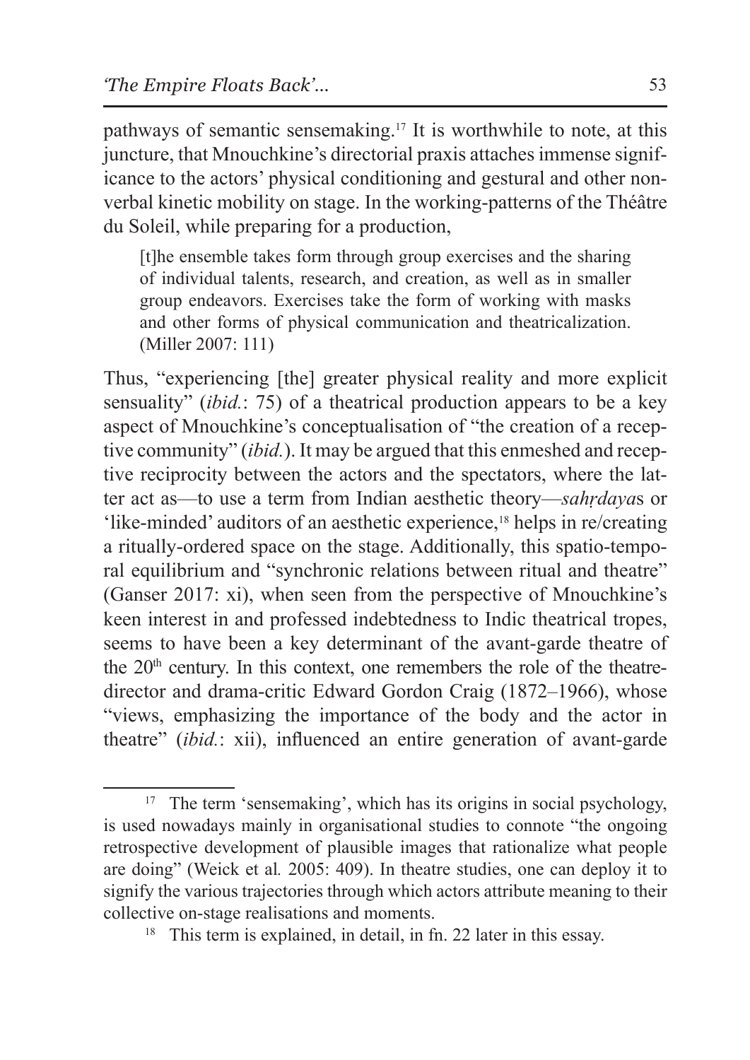pathways of semantic sensemaking.[17] It is worthwhile to note, at this juncture, that Mnouchkine's directorial praxis attaches immense significance to the actors' physical conditioning and gestural and other non-verbal kinetic mobility on stage. In the working-patterns of the Théâtre du Soleil, while preparing for a production,

> [t]he ensemble takes form through group exercises and the sharing of individual talents, research, and creation, as well as in smaller group endeavors. Exercises take the form of working with masks and other forms of physical communication and theatricalization. (Miller 2007: 111)

Thus, "experiencing [the] greater physical reality and more explicit sensuality" (*ibid.*: 75) of a theatrical production appears to be a key aspect of Mnouchkine's conceptualisation of "the creation of a receptive community" (*ibid.*). It may be argued that this enmeshed and receptive reciprocity between the actors and the spectators, where the latter act as—to use a term from Indian aesthetic theory—*sahṛdaya*s or 'like-minded' auditors of an aesthetic experience,[18] helps in re/creating a ritually-ordered space on the stage. Additionally, this spatio-temporal equilibrium and "synchronic relations between ritual and theatre" (Ganser 2017: xi), when seen from the perspective of Mnouchkine's keen interest in and professed indebtedness to Indic theatrical tropes, seems to have been a key determinant of the avant-garde theatre of the 20th century. In this context, one remembers the role of the theatre-director and drama-critic Edward Gordon Craig (1872–1966), whose "views, emphasizing the importance of the body and the actor in theatre" (*ibid.*: xii), influenced an entire generation of avant-garde

---

[17] The term 'sensemaking', which has its origins in social psychology, is used nowadays mainly in organisational studies to connote "the ongoing retrospective development of plausible images that rationalize what people are doing" (Weick et al*.* 2005: 409). In theatre studies, one can deploy it to signify the various trajectories through which actors attribute meaning to their collective on-stage realisations and moments.

[18] This term is explained, in detail, in fn. 22 later in this essay.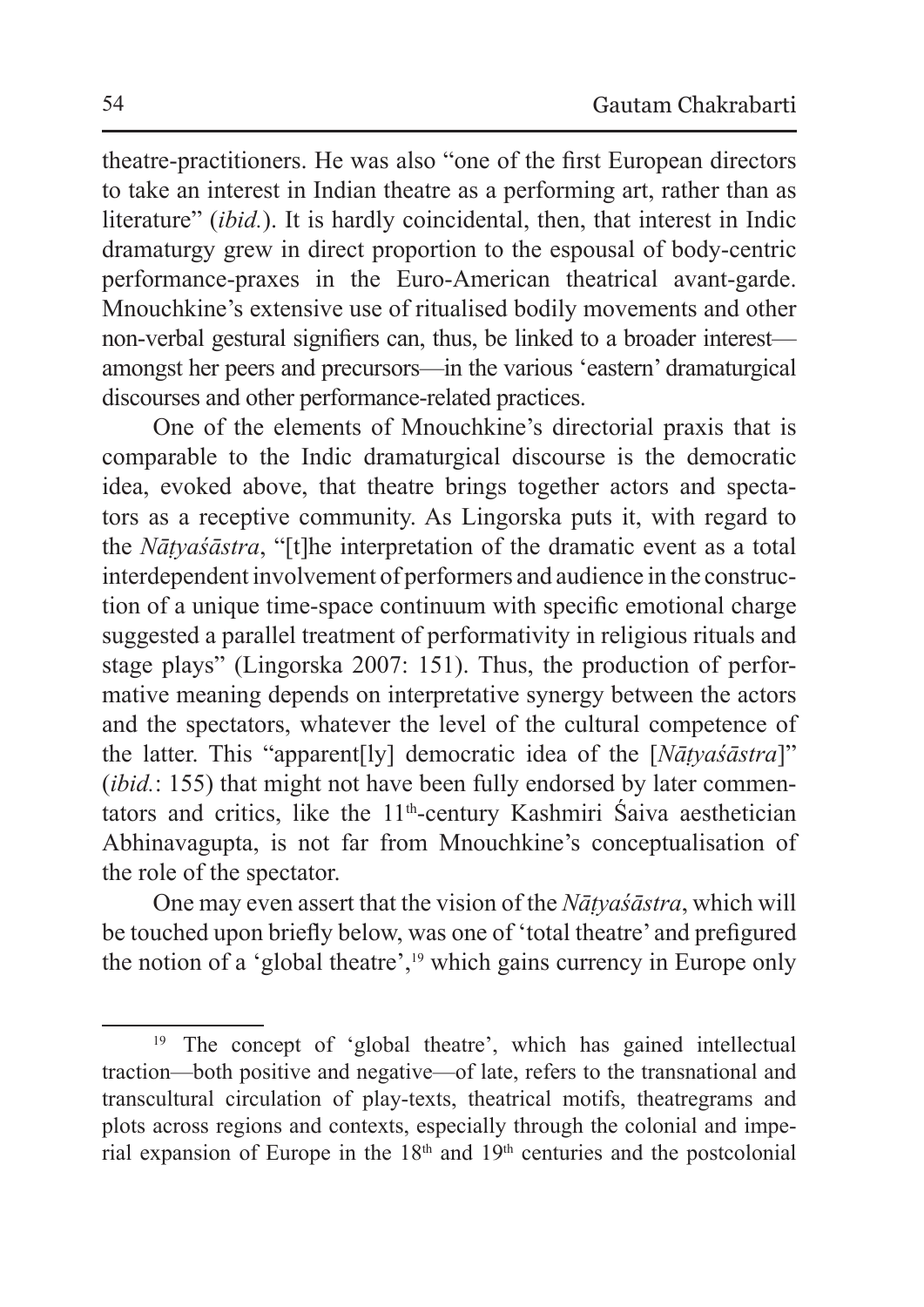theatre-practitioners. He was also "one of the first European directors to take an interest in Indian theatre as a performing art, rather than as literature" (*ibid.*). It is hardly coincidental, then, that interest in Indic dramaturgy grew in direct proportion to the espousal of body-centric performance-praxes in the Euro-American theatrical avant-garde. Mnouchkine's extensive use of ritualised bodily movements and other non-verbal gestural signifiers can, thus, be linked to a broader interest—amongst her peers and precursors—in the various 'eastern' dramaturgical discourses and other performance-related practices.

One of the elements of Mnouchkine's directorial praxis that is comparable to the Indic dramaturgical discourse is the democratic idea, evoked above, that theatre brings together actors and spectators as a receptive community. As Lingorska puts it, with regard to the *Nāṭyaśāstra*, "[t]he interpretation of the dramatic event as a total interdependent involvement of performers and audience in the construction of a unique time-space continuum with specific emotional charge suggested a parallel treatment of performativity in religious rituals and stage plays" (Lingorska 2007: 151). Thus, the production of performative meaning depends on interpretative synergy between the actors and the spectators, whatever the level of the cultural competence of the latter. This "apparent[ly] democratic idea of the [*Nāṭyaśāstra*]" (*ibid.*: 155) that might not have been fully endorsed by later commentators and critics, like the 11th-century Kashmiri Śaiva aesthetician Abhinavagupta, is not far from Mnouchkine's conceptualisation of the role of the spectator.

One may even assert that the vision of the *Nāṭyaśāstra*, which will be touched upon briefly below, was one of 'total theatre' and prefigured the notion of a 'global theatre',[19] which gains currency in Europe only

---

[19] The concept of 'global theatre', which has gained intellectual traction—both positive and negative—of late, refers to the transnational and transcultural circulation of play-texts, theatrical motifs, theatregrams and plots across regions and contexts, especially through the colonial and imperial expansion of Europe in the 18th and 19th centuries and the postcolonial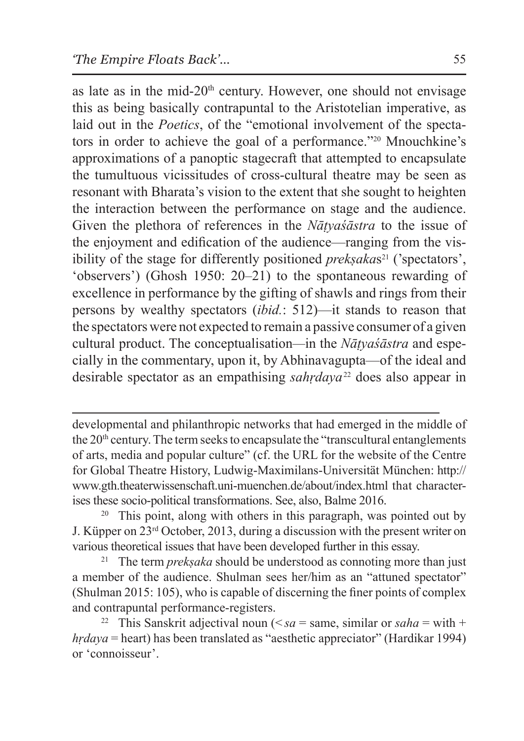as late as in the mid-20th century. However, one should not envisage this as being basically contrapuntal to the Aristotelian imperative, as laid out in the *Poetics*, of the "emotional involvement of the spectators in order to achieve the goal of a performance."[20] Mnouchkine's approximations of a panoptic stagecraft that attempted to encapsulate the tumultuous vicissitudes of cross-cultural theatre may be seen as resonant with Bharata's vision to the extent that she sought to heighten the interaction between the performance on stage and the audience. Given the plethora of references in the *Nāṭyaśāstra* to the issue of the enjoyment and edification of the audience—ranging from the visibility of the stage for differently positioned *prekṣaka*s[21] ('spectators', 'observers') (Ghosh 1950: 20–21) to the spontaneous rewarding of excellence in performance by the gifting of shawls and rings from their persons by wealthy spectators (*ibid.*: 512)—it stands to reason that the spectators were not expected to remain a passive consumer of a given cultural product. The conceptualisation—in the *Nāṭyaśāstra* and especially in the commentary, upon it, by Abhinavagupta—of the ideal and desirable spectator as an empathising *sahṛdaya*[22] does also appear in

---

developmental and philanthropic networks that had emerged in the middle of the 20th century. The term seeks to encapsulate the "transcultural entanglements of arts, media and popular culture" (cf. the URL for the website of the Centre for Global Theatre History, Ludwig-Maximilans-Universität München: http://www.gth.theaterwissenschaft.uni-muenchen.de/about/index.html that characterises these socio-political transformations. See, also, Balme 2016.

[20] This point, along with others in this paragraph, was pointed out by J. Küpper on 23rd October, 2013, during a discussion with the present writer on various theoretical issues that have been developed further in this essay.

[21] The term *prekṣaka* should be understood as connoting more than just a member of the audience. Shulman sees her/him as an "attuned spectator" (Shulman 2015: 105), who is capable of discerning the finer points of complex and contrapuntal performance-registers.

[22] This Sanskrit adjectival noun (< *sa* = same, similar or *saha* = with + *hṛdaya* = heart) has been translated as "aesthetic appreciator" (Hardikar 1994) or 'connoisseur'.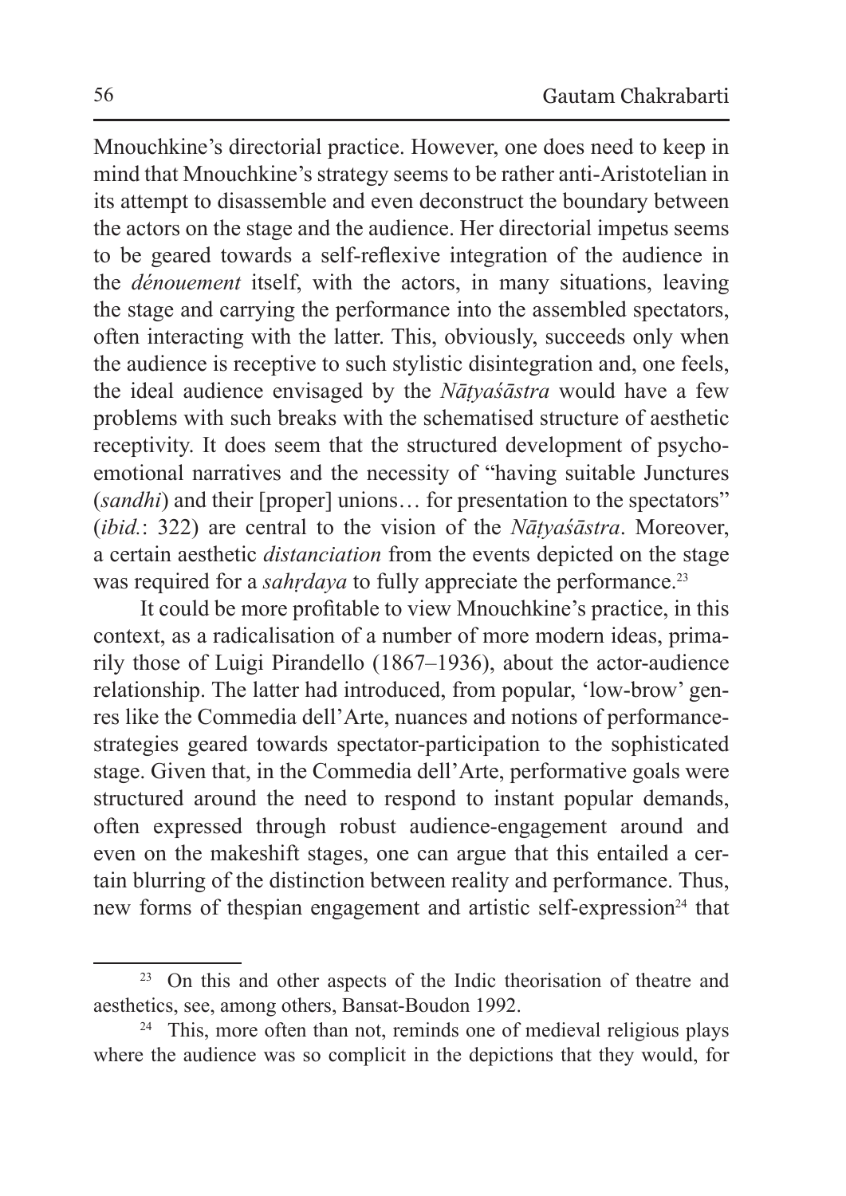Mnouchkine's directorial practice. However, one does need to keep in mind that Mnouchkine's strategy seems to be rather anti-Aristotelian in its attempt to disassemble and even deconstruct the boundary between the actors on the stage and the audience. Her directorial impetus seems to be geared towards a self-reflexive integration of the audience in the *dénouement* itself, with the actors, in many situations, leaving the stage and carrying the performance into the assembled spectators, often interacting with the latter. This, obviously, succeeds only when the audience is receptive to such stylistic disintegration and, one feels, the ideal audience envisaged by the *Nāṭyaśāstra* would have a few problems with such breaks with the schematised structure of aesthetic receptivity. It does seem that the structured development of psycho-emotional narratives and the necessity of "having suitable Junctures (*sandhi*) and their [proper] unions… for presentation to the spectators" (*ibid.*: 322) are central to the vision of the *Nāṭyaśāstra*. Moreover, a certain aesthetic *distanciation* from the events depicted on the stage was required for a *sahṛdaya* to fully appreciate the performance.[23]

It could be more profitable to view Mnouchkine's practice, in this context, as a radicalisation of a number of more modern ideas, primarily those of Luigi Pirandello (1867–1936), about the actor-audience relationship. The latter had introduced, from popular, 'low-brow' genres like the Commedia dell'Arte, nuances and notions of performance-strategies geared towards spectator-participation to the sophisticated stage. Given that, in the Commedia dell'Arte, performative goals were structured around the need to respond to instant popular demands, often expressed through robust audience-engagement around and even on the makeshift stages, one can argue that this entailed a certain blurring of the distinction between reality and performance. Thus, new forms of thespian engagement and artistic self-expression[24] that

---

[23] On this and other aspects of the Indic theorisation of theatre and aesthetics, see, among others, Bansat-Boudon 1992.

[24] This, more often than not, reminds one of medieval religious plays where the audience was so complicit in the depictions that they would, for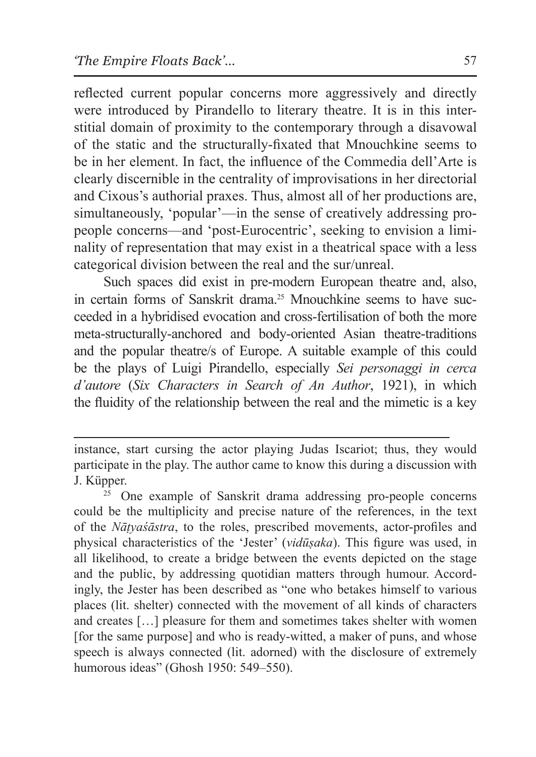reflected current popular concerns more aggressively and directly were introduced by Pirandello to literary theatre. It is in this interstitial domain of proximity to the contemporary through a disavowal of the static and the structurally-fixated that Mnouchkine seems to be in her element. In fact, the influence of the Commedia dell'Arte is clearly discernible in the centrality of improvisations in her directorial and Cixous's authorial praxes. Thus, almost all of her productions are, simultaneously, 'popular'—in the sense of creatively addressing pro-people concerns—and 'post-Eurocentric', seeking to envision a liminality of representation that may exist in a theatrical space with a less categorical division between the real and the sur/unreal.

Such spaces did exist in pre-modern European theatre and, also, in certain forms of Sanskrit drama.[25] Mnouchkine seems to have succeeded in a hybridised evocation and cross-fertilisation of both the more meta-structurally-anchored and body-oriented Asian theatre-traditions and the popular theatre/s of Europe. A suitable example of this could be the plays of Luigi Pirandello, especially *Sei personaggi in cerca d'autore* (*Six Characters in Search of An Author*, 1921), in which the fluidity of the relationship between the real and the mimetic is a key

---

instance, start cursing the actor playing Judas Iscariot; thus, they would participate in the play. The author came to know this during a discussion with J. Küpper.

[25] One example of Sanskrit drama addressing pro-people concerns could be the multiplicity and precise nature of the references, in the text of the *Nāṭyaśāstra*, to the roles, prescribed movements, actor-profiles and physical characteristics of the 'Jester' (*vidūṣaka*). This figure was used, in all likelihood, to create a bridge between the events depicted on the stage and the public, by addressing quotidian matters through humour. Accordingly, the Jester has been described as "one who betakes himself to various places (lit. shelter) connected with the movement of all kinds of characters and creates […] pleasure for them and sometimes takes shelter with women [for the same purpose] and who is ready-witted, a maker of puns, and whose speech is always connected (lit. adorned) with the disclosure of extremely humorous ideas" (Ghosh 1950: 549–550).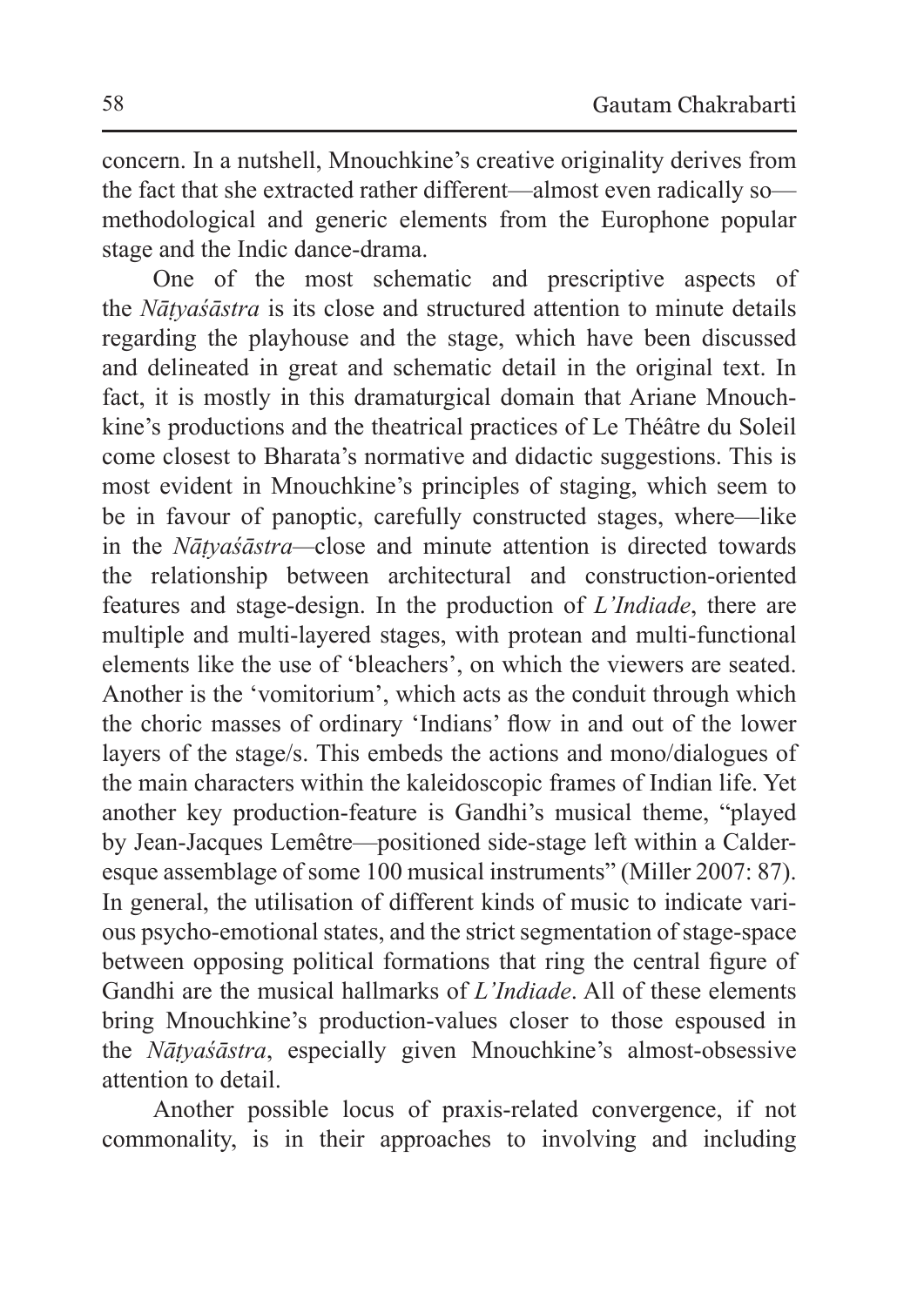concern. In a nutshell, Mnouchkine's creative originality derives from the fact that she extracted rather different—almost even radically so—methodological and generic elements from the Europhone popular stage and the Indic dance-drama.

One of the most schematic and prescriptive aspects of the *Nāṭyaśāstra* is its close and structured attention to minute details regarding the playhouse and the stage, which have been discussed and delineated in great and schematic detail in the original text. In fact, it is mostly in this dramaturgical domain that Ariane Mnouchkine's productions and the theatrical practices of Le Théâtre du Soleil come closest to Bharata's normative and didactic suggestions. This is most evident in Mnouchkine's principles of staging, which seem to be in favour of panoptic, carefully constructed stages, where—like in the *Nāṭyaśāstra*—close and minute attention is directed towards the relationship between architectural and construction-oriented features and stage-design. In the production of *L'Indiade*, there are multiple and multi-layered stages, with protean and multi-functional elements like the use of 'bleachers', on which the viewers are seated. Another is the 'vomitorium', which acts as the conduit through which the choric masses of ordinary 'Indians' flow in and out of the lower layers of the stage/s. This embeds the actions and mono/dialogues of the main characters within the kaleidoscopic frames of Indian life. Yet another key production-feature is Gandhi's musical theme, "played by Jean-Jacques Lemêtre—positioned side-stage left within a Calder-esque assemblage of some 100 musical instruments" (Miller 2007: 87). In general, the utilisation of different kinds of music to indicate various psycho-emotional states, and the strict segmentation of stage-space between opposing political formations that ring the central figure of Gandhi are the musical hallmarks of *L'Indiade*. All of these elements bring Mnouchkine's production-values closer to those espoused in the *Nāṭyaśāstra*, especially given Mnouchkine's almost-obsessive attention to detail.

Another possible locus of praxis-related convergence, if not commonality, is in their approaches to involving and including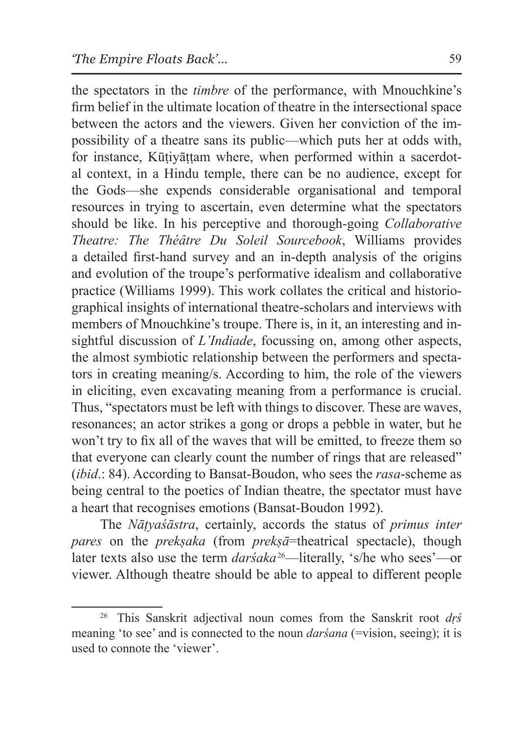the spectators in the *timbre* of the performance, with Mnouchkine's firm belief in the ultimate location of theatre in the intersectional space between the actors and the viewers. Given her conviction of the impossibility of a theatre sans its public—which puts her at odds with, for instance, Kūṭiyāṭṭam where, when performed within a sacerdotal context, in a Hindu temple, there can be no audience, except for the Gods—she expends considerable organisational and temporal resources in trying to ascertain, even determine what the spectators should be like. In his perceptive and thorough-going *Collaborative Theatre: The Théâtre Du Soleil Sourcebook*, Williams provides a detailed first-hand survey and an in-depth analysis of the origins and evolution of the troupe's performative idealism and collaborative practice (Williams 1999). This work collates the critical and historiographical insights of international theatre-scholars and interviews with members of Mnouchkine's troupe. There is, in it, an interesting and insightful discussion of *L'Indiade*, focussing on, among other aspects, the almost symbiotic relationship between the performers and spectators in creating meaning/s. According to him, the role of the viewers in eliciting, even excavating meaning from a performance is crucial. Thus, "spectators must be left with things to discover. These are waves, resonances; an actor strikes a gong or drops a pebble in water, but he won't try to fix all of the waves that will be emitted, to freeze them so that everyone can clearly count the number of rings that are released" (*ibid*.: 84). According to Bansat-Boudon, who sees the *rasa*-scheme as being central to the poetics of Indian theatre, the spectator must have a heart that recognises emotions (Bansat-Boudon 1992).

The *Nāṭyaśāstra*, certainly, accords the status of *primus inter pares* on the *prekṣaka* (from *prekṣā*=theatrical spectacle), though later texts also use the term *darśaka*[26]—literally, 's/he who sees'—or viewer. Although theatre should be able to appeal to different people

[26] This Sanskrit adjectival noun comes from the Sanskrit root *dṛś* meaning 'to see' and is connected to the noun *darśana* (=vision, seeing); it is used to connote the 'viewer'.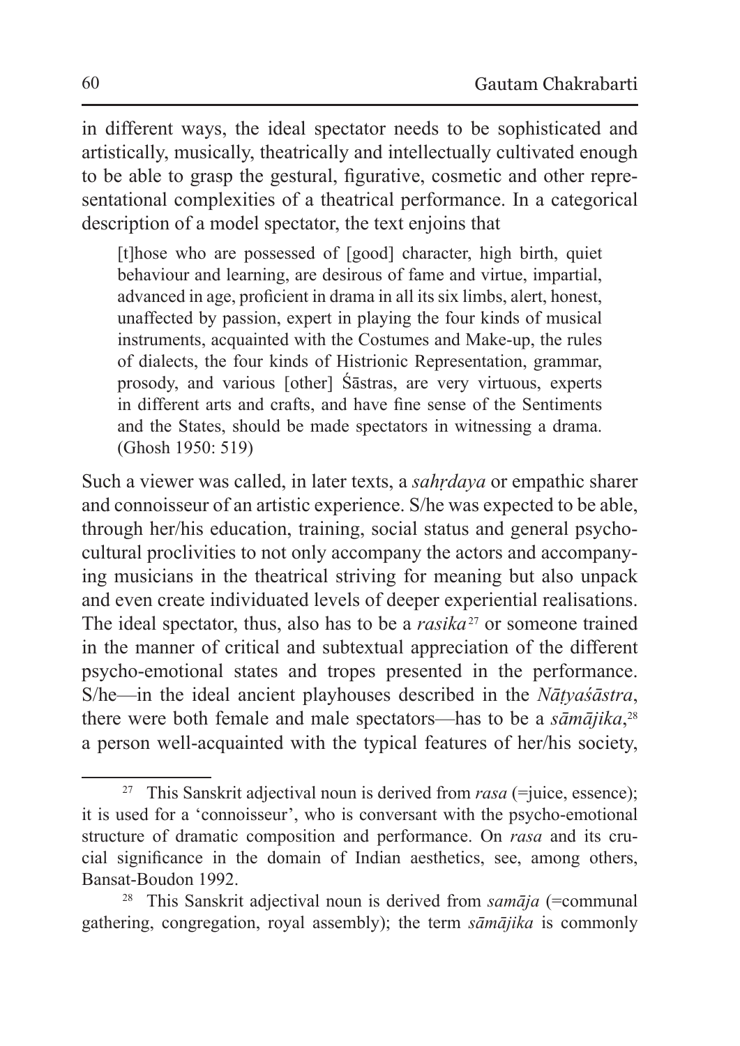in different ways, the ideal spectator needs to be sophisticated and artistically, musically, theatrically and intellectually cultivated enough to be able to grasp the gestural, figurative, cosmetic and other representational complexities of a theatrical performance. In a categorical description of a model spectator, the text enjoins that

> [t]hose who are possessed of [good] character, high birth, quiet behaviour and learning, are desirous of fame and virtue, impartial, advanced in age, proficient in drama in all its six limbs, alert, honest, unaffected by passion, expert in playing the four kinds of musical instruments, acquainted with the Costumes and Make-up, the rules of dialects, the four kinds of Histrionic Representation, grammar, prosody, and various [other] Śāstras, are very virtuous, experts in different arts and crafts, and have fine sense of the Sentiments and the States, should be made spectators in witnessing a drama. (Ghosh 1950: 519)

Such a viewer was called, in later texts, a *sahṛdaya* or empathic sharer and connoisseur of an artistic experience. S/he was expected to be able, through her/his education, training, social status and general psycho-cultural proclivities to not only accompany the actors and accompanying musicians in the theatrical striving for meaning but also unpack and even create individuated levels of deeper experiential realisations. The ideal spectator, thus, also has to be a *rasika*[27] or someone trained in the manner of critical and subtextual appreciation of the different psycho-emotional states and tropes presented in the performance. S/he—in the ideal ancient playhouses described in the *Nāṭyaśāstra*, there were both female and male spectators—has to be a *sāmājika*,[28] a person well-acquainted with the typical features of her/his society,

---

[27] This Sanskrit adjectival noun is derived from *rasa* (=juice, essence); it is used for a 'connoisseur', who is conversant with the psycho-emotional structure of dramatic composition and performance. On *rasa* and its crucial significance in the domain of Indian aesthetics, see, among others, Bansat-Boudon 1992.

[28] This Sanskrit adjectival noun is derived from *samāja* (=communal gathering, congregation, royal assembly); the term *sāmājika* is commonly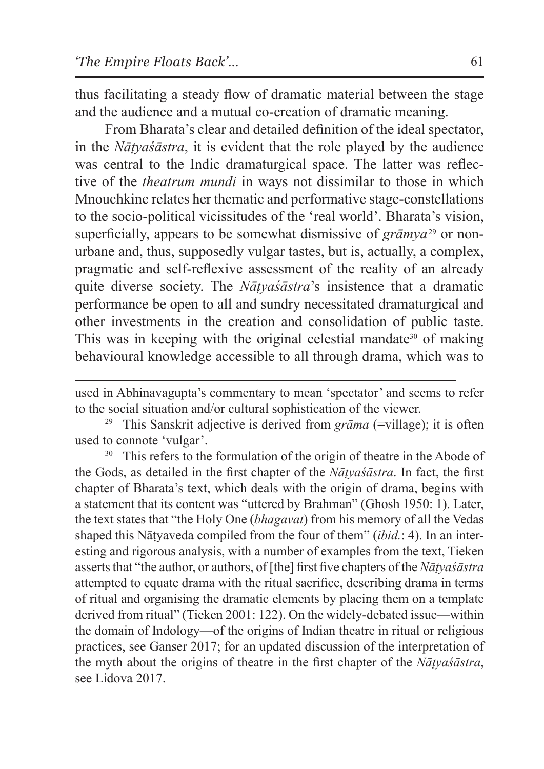thus facilitating a steady flow of dramatic material between the stage and the audience and a mutual co-creation of dramatic meaning.

From Bharata's clear and detailed definition of the ideal spectator, in the *Nāṭyaśāstra*, it is evident that the role played by the audience was central to the Indic dramaturgical space. The latter was reflective of the *theatrum mundi* in ways not dissimilar to those in which Mnouchkine relates her thematic and performative stage-constellations to the socio-political vicissitudes of the 'real world'. Bharata's vision, superficially, appears to be somewhat dismissive of *grāmya*[29] or non-urbane and, thus, supposedly vulgar tastes, but is, actually, a complex, pragmatic and self-reflexive assessment of the reality of an already quite diverse society. The *Nāṭyaśāstra*'s insistence that a dramatic performance be open to all and sundry necessitated dramaturgical and other investments in the creation and consolidation of public taste. This was in keeping with the original celestial mandate[30] of making behavioural knowledge accessible to all through drama, which was to

---

used in Abhinavagupta's commentary to mean 'spectator' and seems to refer to the social situation and/or cultural sophistication of the viewer.

[29] This Sanskrit adjective is derived from *grāma* (=village); it is often used to connote 'vulgar'.

[30] This refers to the formulation of the origin of theatre in the Abode of the Gods, as detailed in the first chapter of the *Nāṭyaśāstra*. In fact, the first chapter of Bharata's text, which deals with the origin of drama, begins with a statement that its content was "uttered by Brahman" (Ghosh 1950: 1). Later, the text states that "the Holy One (*bhagavat*) from his memory of all the Vedas shaped this Nāṭyaveda compiled from the four of them" (*ibid.*: 4). In an interesting and rigorous analysis, with a number of examples from the text, Tieken asserts that "the author, or authors, of [the] first five chapters of the *Nāṭyaśāstra* attempted to equate drama with the ritual sacrifice, describing drama in terms of ritual and organising the dramatic elements by placing them on a template derived from ritual" (Tieken 2001: 122). On the widely-debated issue—within the domain of Indology—of the origins of Indian theatre in ritual or religious practices, see Ganser 2017; for an updated discussion of the interpretation of the myth about the origins of theatre in the first chapter of the *Nāṭyaśāstra*, see Lidova 2017.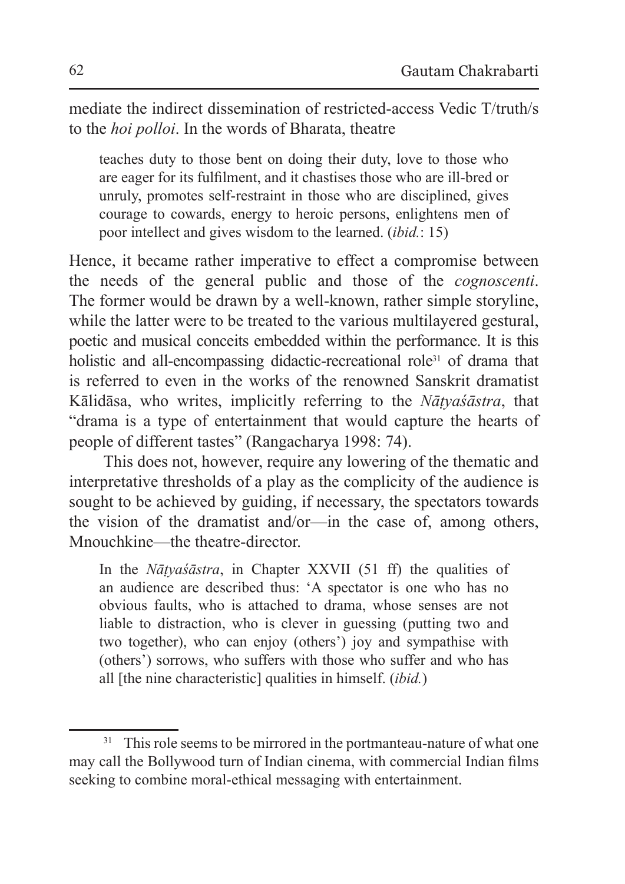mediate the indirect dissemination of restricted-access Vedic T/truth/s to the *hoi polloi*. In the words of Bharata, theatre

> teaches duty to those bent on doing their duty, love to those who are eager for its fulfilment, and it chastises those who are ill-bred or unruly, promotes self-restraint in those who are disciplined, gives courage to cowards, energy to heroic persons, enlightens men of poor intellect and gives wisdom to the learned. (*ibid.*: 15)

Hence, it became rather imperative to effect a compromise between the needs of the general public and those of the *cognoscenti*. The former would be drawn by a well-known, rather simple storyline, while the latter were to be treated to the various multilayered gestural, poetic and musical conceits embedded within the performance. It is this holistic and all-encompassing didactic-recreational role[31] of drama that is referred to even in the works of the renowned Sanskrit dramatist Kālidāsa, who writes, implicitly referring to the *Nāṭyaśāstra*, that "drama is a type of entertainment that would capture the hearts of people of different tastes" (Rangacharya 1998: 74).

This does not, however, require any lowering of the thematic and interpretative thresholds of a play as the complicity of the audience is sought to be achieved by guiding, if necessary, the spectators towards the vision of the dramatist and/or—in the case of, among others, Mnouchkine—the theatre-director.

> In the *Nāṭyaśāstra*, in Chapter XXVII (51 ff) the qualities of an audience are described thus: 'A spectator is one who has no obvious faults, who is attached to drama, whose senses are not liable to distraction, who is clever in guessing (putting two and two together), who can enjoy (others') joy and sympathise with (others') sorrows, who suffers with those who suffer and who has all [the nine characteristic] qualities in himself. (*ibid.*)

---

[31] This role seems to be mirrored in the portmanteau-nature of what one may call the Bollywood turn of Indian cinema, with commercial Indian films seeking to combine moral-ethical messaging with entertainment.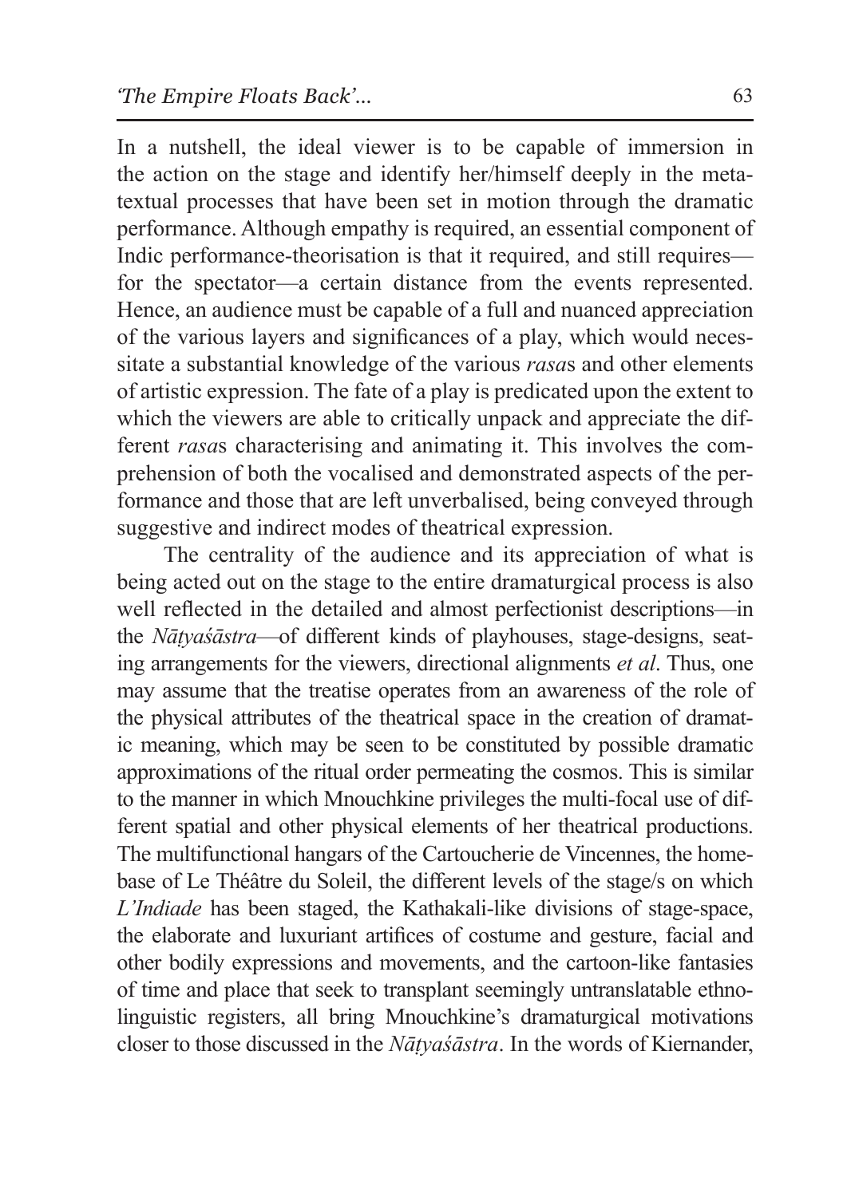In a nutshell, the ideal viewer is to be capable of immersion in the action on the stage and identify her/himself deeply in the meta-textual processes that have been set in motion through the dramatic performance. Although empathy is required, an essential component of Indic performance-theorisation is that it required, and still requires—for the spectator—a certain distance from the events represented. Hence, an audience must be capable of a full and nuanced appreciation of the various layers and significances of a play, which would necessitate a substantial knowledge of the various *rasa*s and other elements of artistic expression. The fate of a play is predicated upon the extent to which the viewers are able to critically unpack and appreciate the different *rasa*s characterising and animating it. This involves the comprehension of both the vocalised and demonstrated aspects of the performance and those that are left unverbalised, being conveyed through suggestive and indirect modes of theatrical expression.

The centrality of the audience and its appreciation of what is being acted out on the stage to the entire dramaturgical process is also well reflected in the detailed and almost perfectionist descriptions—in the *Nāṭyaśāstra*—of different kinds of playhouses, stage-designs, seating arrangements for the viewers, directional alignments *et al*. Thus, one may assume that the treatise operates from an awareness of the role of the physical attributes of the theatrical space in the creation of dramatic meaning, which may be seen to be constituted by possible dramatic approximations of the ritual order permeating the cosmos. This is similar to the manner in which Mnouchkine privileges the multi-focal use of different spatial and other physical elements of her theatrical productions. The multifunctional hangars of the Cartoucherie de Vincennes, the home-base of Le Théâtre du Soleil, the different levels of the stage/s on which *L'Indiade* has been staged, the Kathakali-like divisions of stage-space, the elaborate and luxuriant artifices of costume and gesture, facial and other bodily expressions and movements, and the cartoon-like fantasies of time and place that seek to transplant seemingly untranslatable ethno-linguistic registers, all bring Mnouchkine's dramaturgical motivations closer to those discussed in the *Nāṭyaśāstra*. In the words of Kiernander,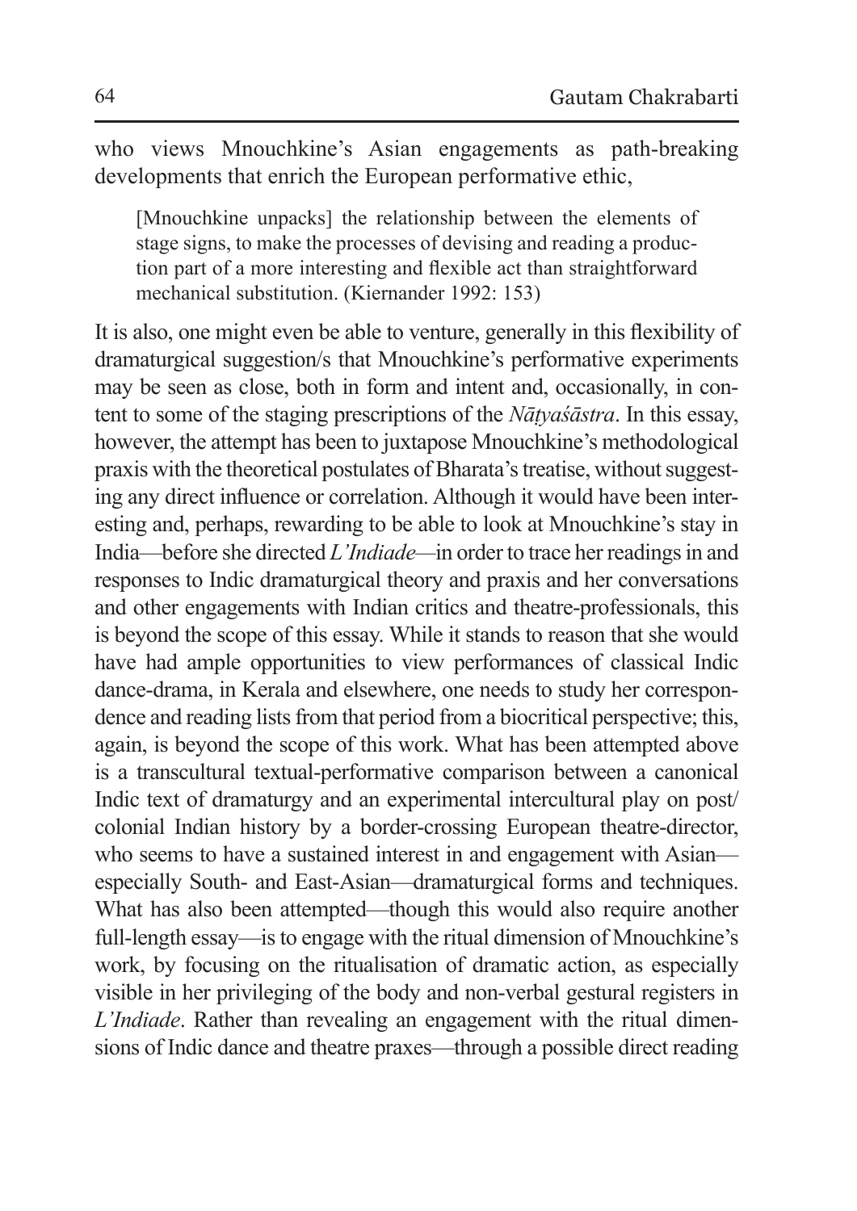who views Mnouchkine's Asian engagements as path-breaking developments that enrich the European performative ethic,

> [Mnouchkine unpacks] the relationship between the elements of stage signs, to make the processes of devising and reading a production part of a more interesting and flexible act than straightforward mechanical substitution. (Kiernander 1992: 153)

It is also, one might even be able to venture, generally in this flexibility of dramaturgical suggestion/s that Mnouchkine's performative experiments may be seen as close, both in form and intent and, occasionally, in content to some of the staging prescriptions of the *Nāṭyaśāstra*. In this essay, however, the attempt has been to juxtapose Mnouchkine's methodological praxis with the theoretical postulates of Bharata's treatise, without suggesting any direct influence or correlation. Although it would have been interesting and, perhaps, rewarding to be able to look at Mnouchkine's stay in India—before she directed *L'Indiade*—in order to trace her readings in and responses to Indic dramaturgical theory and praxis and her conversations and other engagements with Indian critics and theatre-professionals, this is beyond the scope of this essay. While it stands to reason that she would have had ample opportunities to view performances of classical Indic dance-drama, in Kerala and elsewhere, one needs to study her correspondence and reading lists from that period from a biocritical perspective; this, again, is beyond the scope of this work. What has been attempted above is a transcultural textual-performative comparison between a canonical Indic text of dramaturgy and an experimental intercultural play on post/colonial Indian history by a border-crossing European theatre-director, who seems to have a sustained interest in and engagement with Asian—especially South- and East-Asian—dramaturgical forms and techniques. What has also been attempted—though this would also require another full-length essay—is to engage with the ritual dimension of Mnouchkine's work, by focusing on the ritualisation of dramatic action, as especially visible in her privileging of the body and non-verbal gestural registers in *L'Indiade*. Rather than revealing an engagement with the ritual dimensions of Indic dance and theatre praxes—through a possible direct reading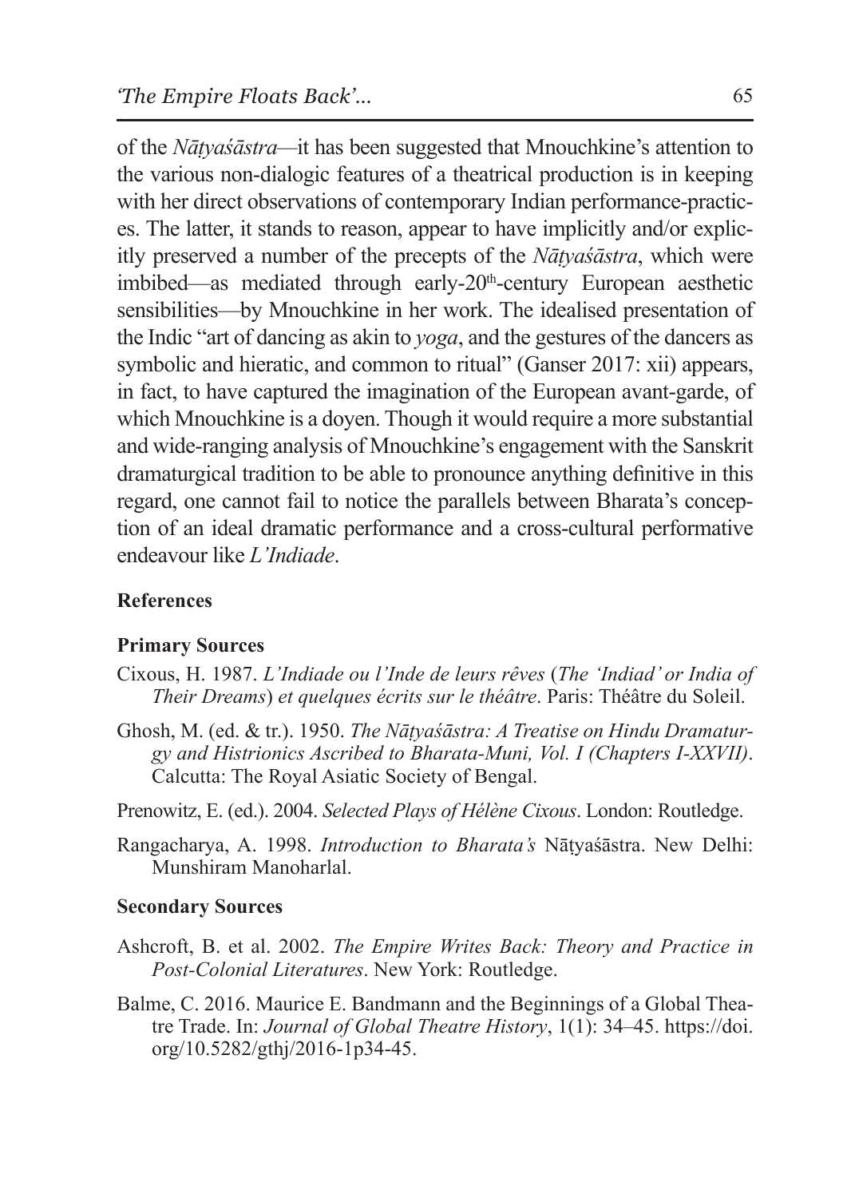of the *Nāṭyaśāstra*—it has been suggested that Mnouchkine's attention to the various non-dialogic features of a theatrical production is in keeping with her direct observations of contemporary Indian performance-practices. The latter, it stands to reason, appear to have implicitly and/or explicitly preserved a number of the precepts of the *Nāṭyaśāstra*, which were imbibed—as mediated through early-20th-century European aesthetic sensibilities—by Mnouchkine in her work. The idealised presentation of the Indic "art of dancing as akin to *yoga*, and the gestures of the dancers as symbolic and hieratic, and common to ritual" (Ganser 2017: xii) appears, in fact, to have captured the imagination of the European avant-garde, of which Mnouchkine is a doyen. Though it would require a more substantial and wide-ranging analysis of Mnouchkine's engagement with the Sanskrit dramaturgical tradition to be able to pronounce anything definitive in this regard, one cannot fail to notice the parallels between Bharata's conception of an ideal dramatic performance and a cross-cultural performative endeavour like *L'Indiade*.

## References

### Primary Sources

Cixous, H. 1987. *L'Indiade ou l'Inde de leurs rêves* (*The 'Indiad' or India of Their Dreams*) *et quelques écrits sur le théâtre*. Paris: Théâtre du Soleil.

Ghosh, M. (ed. & tr.). 1950. *The Nāṭyaśāstra: A Treatise on Hindu Dramaturgy and Histrionics Ascribed to Bharata-Muni, Vol. I (Chapters I-XXVII)*. Calcutta: The Royal Asiatic Society of Bengal.

Prenowitz, E. (ed.). 2004. *Selected Plays of Hélène Cixous*. London: Routledge.

Rangacharya, A. 1998. *Introduction to Bharata's* Nāṭyaśāstra. New Delhi: Munshiram Manoharlal.

### Secondary Sources

Ashcroft, B. et al. 2002. *The Empire Writes Back: Theory and Practice in Post-Colonial Literatures*. New York: Routledge.

Balme, C. 2016. Maurice E. Bandmann and the Beginnings of a Global Theatre Trade. In: *Journal of Global Theatre History*, 1(1): 34–45. https://doi.org/10.5282/gthj/2016-1p34-45.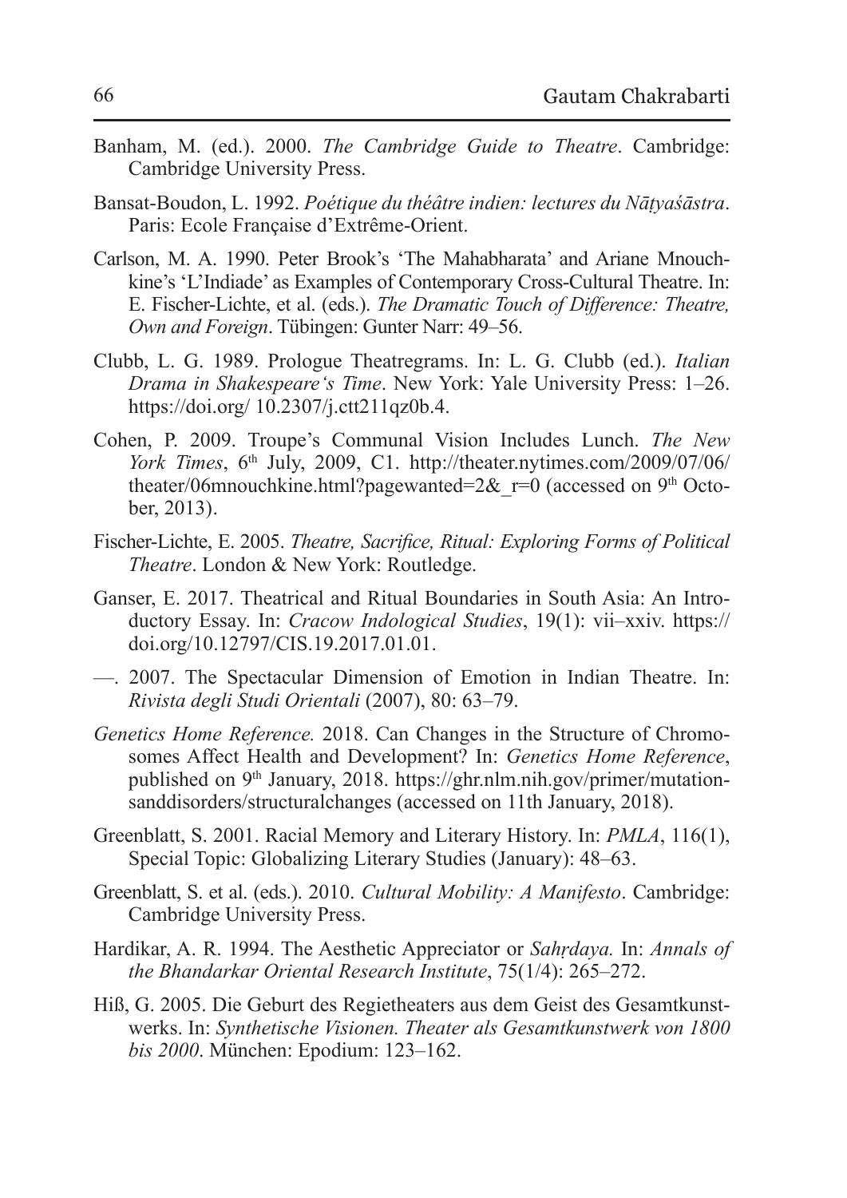Banham, M. (ed.). 2000. *The Cambridge Guide to Theatre*. Cambridge: Cambridge University Press.

Bansat-Boudon, L. 1992. *Poétique du théâtre indien: lectures du Nāṭyaśāstra*. Paris: Ecole Française d'Extrême-Orient.

Carlson, M. A. 1990. Peter Brook's 'The Mahabharata' and Ariane Mnouchkine's 'L'Indiade' as Examples of Contemporary Cross-Cultural Theatre. In: E. Fischer-Lichte, et al. (eds.). *The Dramatic Touch of Difference: Theatre, Own and Foreign*. Tübingen: Gunter Narr: 49–56.

Clubb, L. G. 1989. Prologue Theatregrams. In: L. G. Clubb (ed.). *Italian Drama in Shakespeare's Time*. New York: Yale University Press: 1–26. https://doi.org/ 10.2307/j.ctt211qz0b.4.

Cohen, P. 2009. Troupe's Communal Vision Includes Lunch. *The New York Times*, 6th July, 2009, C1. http://theater.nytimes.com/2009/07/06/theater/06mnouchkine.html?pagewanted=2&_r=0 (accessed on 9th October, 2013).

Fischer-Lichte, E. 2005. *Theatre, Sacrifice, Ritual: Exploring Forms of Political Theatre*. London & New York: Routledge.

Ganser, E. 2017. Theatrical and Ritual Boundaries in South Asia: An Introductory Essay. In: *Cracow Indological Studies*, 19(1): vii–xxiv. https://doi.org/10.12797/CIS.19.2017.01.01.

—. 2007. The Spectacular Dimension of Emotion in Indian Theatre. In: *Rivista degli Studi Orientali* (2007), 80: 63–79.

*Genetics Home Reference.* 2018. Can Changes in the Structure of Chromosomes Affect Health and Development? In: *Genetics Home Reference*, published on 9th January, 2018. https://ghr.nlm.nih.gov/primer/mutationsanddisorders/structuralchanges (accessed on 11th January, 2018).

Greenblatt, S. 2001. Racial Memory and Literary History. In: *PMLA*, 116(1), Special Topic: Globalizing Literary Studies (January): 48–63.

Greenblatt, S. et al. (eds.). 2010. *Cultural Mobility: A Manifesto*. Cambridge: Cambridge University Press.

Hardikar, A. R. 1994. The Aesthetic Appreciator or *Sahṛdaya.* In: *Annals of the Bhandarkar Oriental Research Institute*, 75(1/4): 265–272.

Hiß, G. 2005. Die Geburt des Regietheaters aus dem Geist des Gesamtkunstwerks. In: *Synthetische Visionen. Theater als Gesamtkunstwerk von 1800 bis 2000*. München: Epodium: 123–162.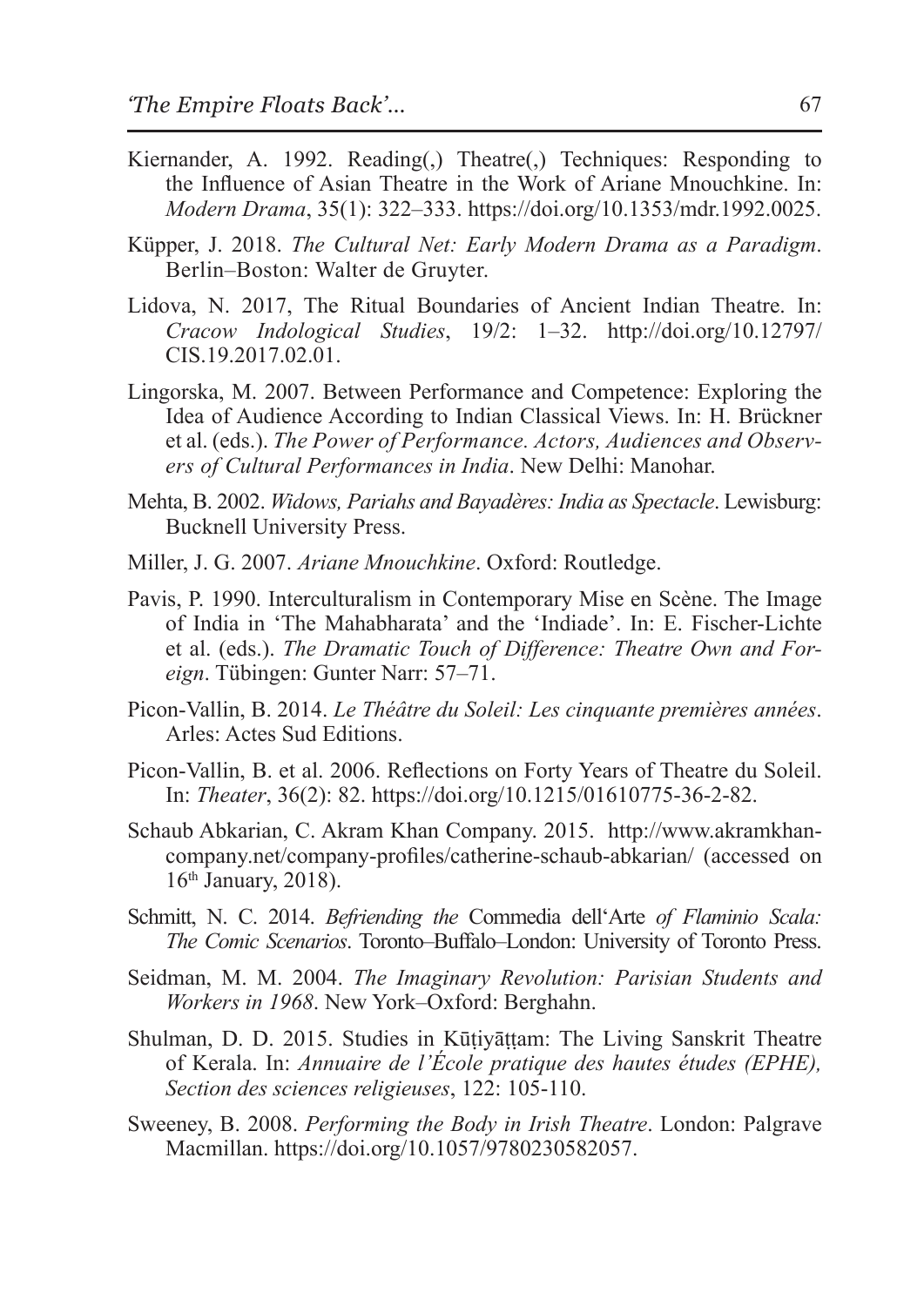Kiernander, A. 1992. Reading(,) Theatre(,) Techniques: Responding to the Influence of Asian Theatre in the Work of Ariane Mnouchkine. In: *Modern Drama*, 35(1): 322–333. https://doi.org/10.1353/mdr.1992.0025.

Küpper, J. 2018. *The Cultural Net: Early Modern Drama as a Paradigm*. Berlin–Boston: Walter de Gruyter.

Lidova, N. 2017, The Ritual Boundaries of Ancient Indian Theatre. In: *Cracow Indological Studies*, 19/2: 1–32. http://doi.org/10.12797/CIS.19.2017.02.01.

Lingorska, M. 2007. Between Performance and Competence: Exploring the Idea of Audience According to Indian Classical Views. In: H. Brückner et al. (eds.). *The Power of Performance. Actors, Audiences and Observers of Cultural Performances in India*. New Delhi: Manohar.

Mehta, B. 2002. *Widows, Pariahs and Bayadères: India as Spectacle*. Lewisburg: Bucknell University Press.

Miller, J. G. 2007. *Ariane Mnouchkine*. Oxford: Routledge.

Pavis, P. 1990. Interculturalism in Contemporary Mise en Scène. The Image of India in 'The Mahabharata' and the 'Indiade'. In: E. Fischer-Lichte et al. (eds.). *The Dramatic Touch of Difference: Theatre Own and Foreign*. Tübingen: Gunter Narr: 57–71.

Picon-Vallin, B. 2014. *Le Théâtre du Soleil: Les cinquante premières années*. Arles: Actes Sud Editions.

Picon-Vallin, B. et al. 2006. Reflections on Forty Years of Theatre du Soleil. In: *Theater*, 36(2): 82. https://doi.org/10.1215/01610775-36-2-82.

Schaub Abkarian, C. Akram Khan Company. 2015. http://www.akramkhancompany.net/company-profiles/catherine-schaub-abkarian/ (accessed on 16th January, 2018).

Schmitt, N. C. 2014. *Befriending the* Commedia dell'Arte *of Flaminio Scala: The Comic Scenarios*. Toronto–Buffalo–London: University of Toronto Press.

Seidman, M. M. 2004. *The Imaginary Revolution: Parisian Students and Workers in 1968*. New York–Oxford: Berghahn.

Shulman, D. D. 2015. Studies in Kūṭiyāṭṭam: The Living Sanskrit Theatre of Kerala. In: *Annuaire de l'École pratique des hautes études (EPHE), Section des sciences religieuses*, 122: 105-110.

Sweeney, B. 2008. *Performing the Body in Irish Theatre*. London: Palgrave Macmillan. https://doi.org/10.1057/9780230582057.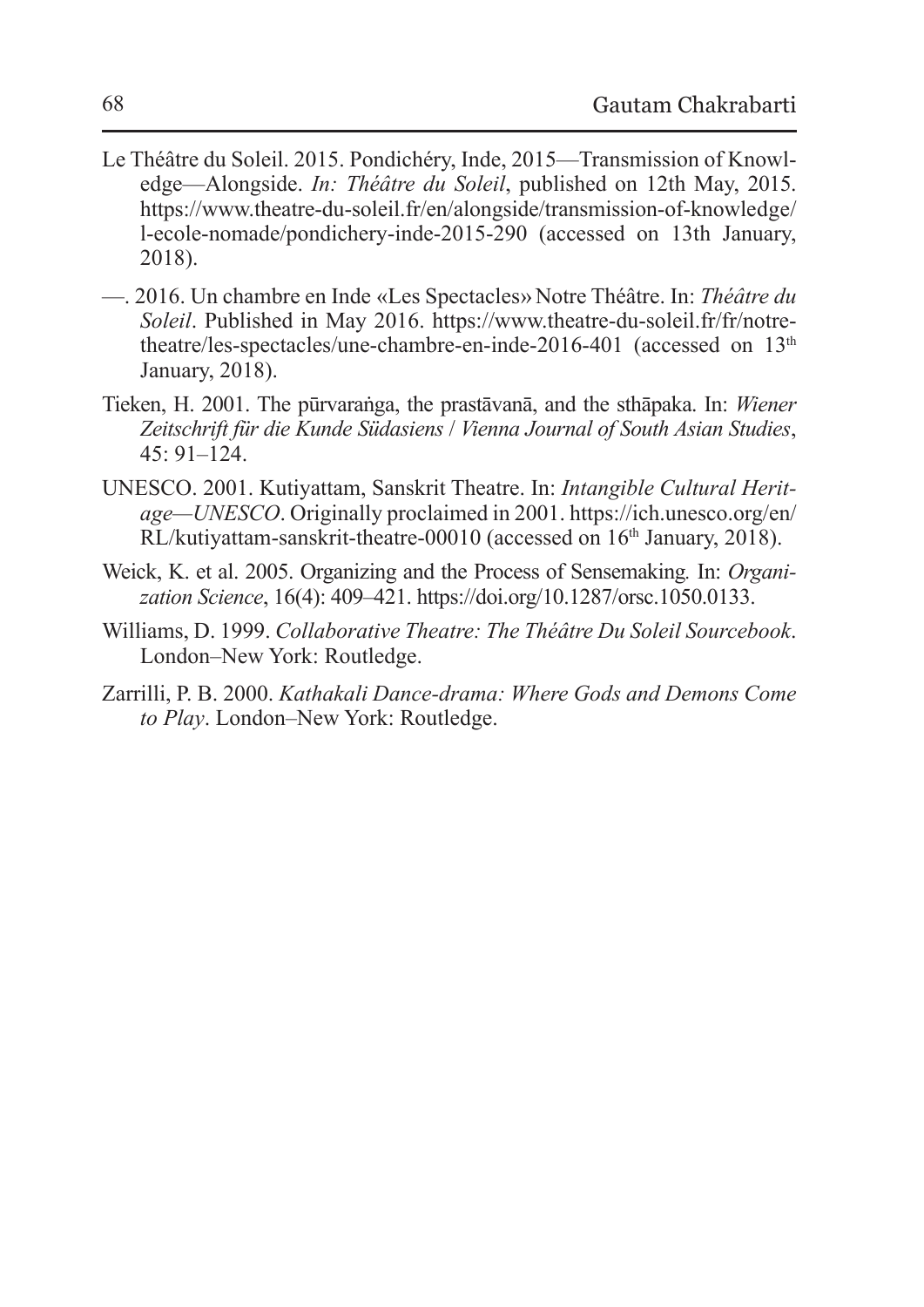Le Théâtre du Soleil. 2015. Pondichéry, Inde, 2015—Transmission of Knowledge—Alongside. *In: Théâtre du Soleil*, published on 12th May, 2015. https://www.theatre-du-soleil.fr/en/alongside/transmission-of-knowledge/l-ecole-nomade/pondichery-inde-2015-290 (accessed on 13th January, 2018).

—. 2016. Un chambre en Inde «Les Spectacles» Notre Théâtre. In: *Théâtre du Soleil*. Published in May 2016. https://www.theatre-du-soleil.fr/fr/notre-theatre/les-spectacles/une-chambre-en-inde-2016-401 (accessed on 13th January, 2018).

Tieken, H. 2001. The pūrvaraṅga, the prastāvanā, and the sthāpaka. In: *Wiener Zeitschrift für die Kunde Südasiens / Vienna Journal of South Asian Studies*, 45: 91–124.

UNESCO. 2001. Kutiyattam, Sanskrit Theatre. In: *Intangible Cultural Heritage—UNESCO*. Originally proclaimed in 2001. https://ich.unesco.org/en/RL/kutiyattam-sanskrit-theatre-00010 (accessed on 16th January, 2018).

Weick, K. et al. 2005. Organizing and the Process of Sensemaking. In: *Organization Science*, 16(4): 409–421. https://doi.org/10.1287/orsc.1050.0133.

Williams, D. 1999. *Collaborative Theatre: The Théâtre Du Soleil Sourcebook*. London–New York: Routledge.

Zarrilli, P. B. 2000. *Kathakali Dance-drama: Where Gods and Demons Come to Play*. London–New York: Routledge.